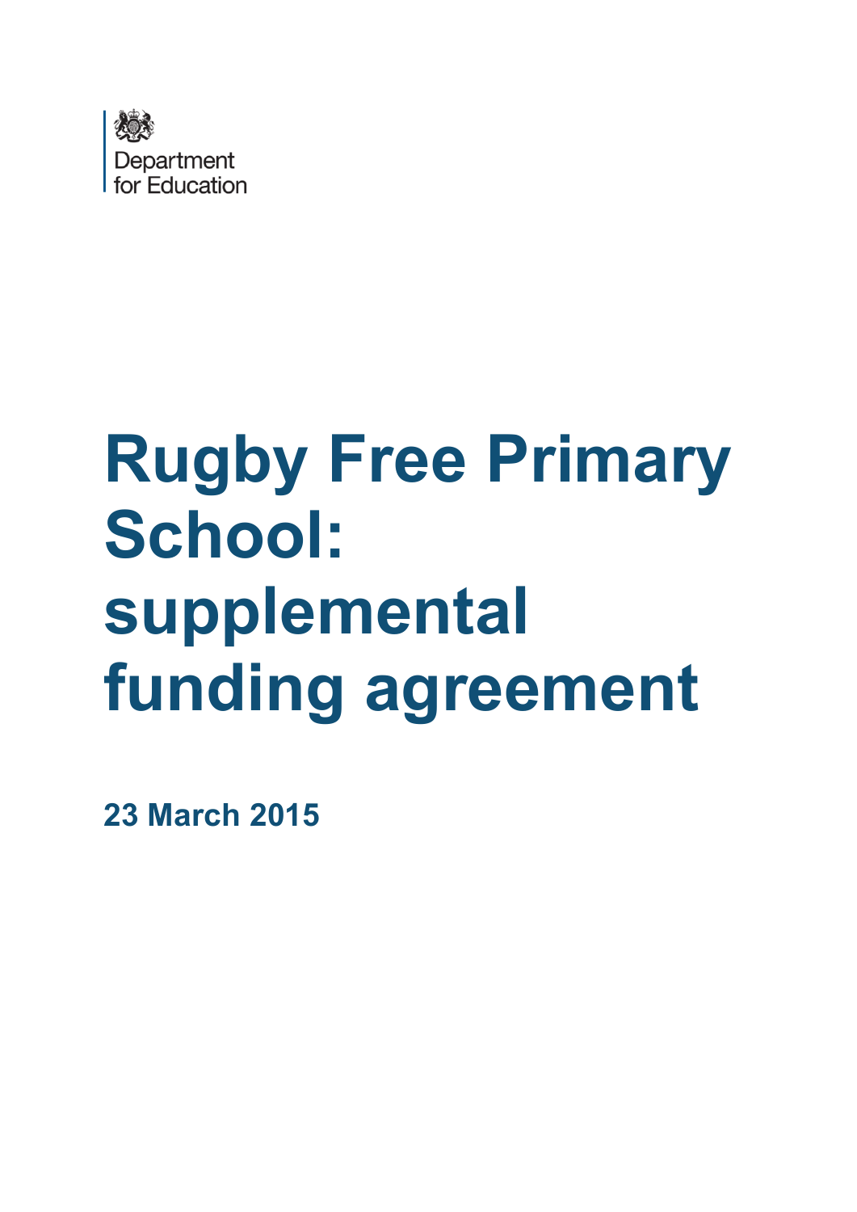Department for Education

# Rugby Free Primary School: supplemental funding agreement

**23 March 2015**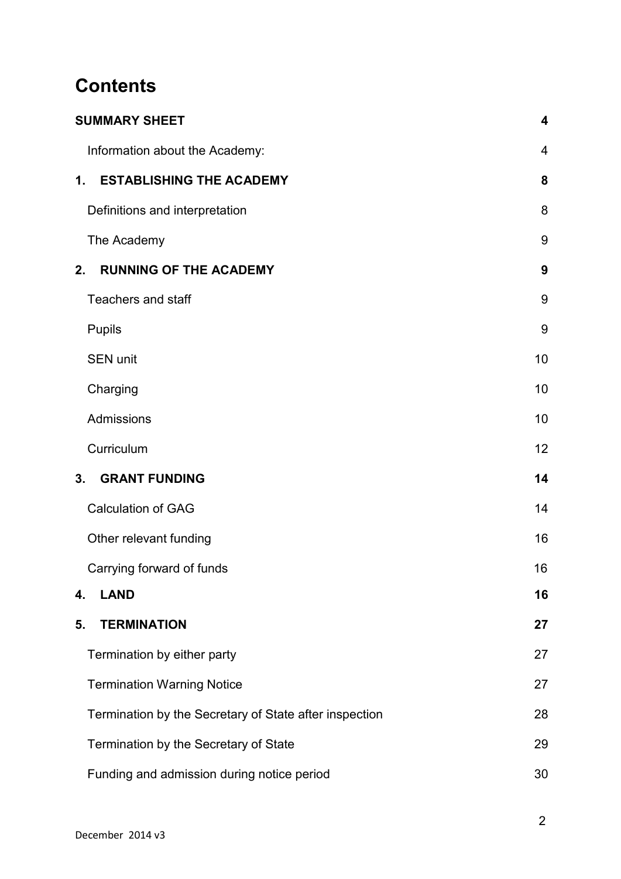# Contents

| | |
|---|---|
| **SUMMARY SHEET** | **4** |
| Information about the Academy: | 4 |
| **1. ESTABLISHING THE ACADEMY** | **8** |
| Definitions and interpretation | 8 |
| The Academy | 9 |
| **2. RUNNING OF THE ACADEMY** | **9** |
| Teachers and staff | 9 |
| Pupils | 9 |
| SEN unit | 10 |
| Charging | 10 |
| Admissions | 10 |
| Curriculum | 12 |
| **3. GRANT FUNDING** | **14** |
| Calculation of GAG | 14 |
| Other relevant funding | 16 |
| Carrying forward of funds | 16 |
| **4. LAND** | **16** |
| **5. TERMINATION** | **27** |
| Termination by either party | 27 |
| Termination Warning Notice | 27 |
| Termination by the Secretary of State after inspection | 28 |
| Termination by the Secretary of State | 29 |
| Funding and admission during notice period | 30 |

December 2014 v3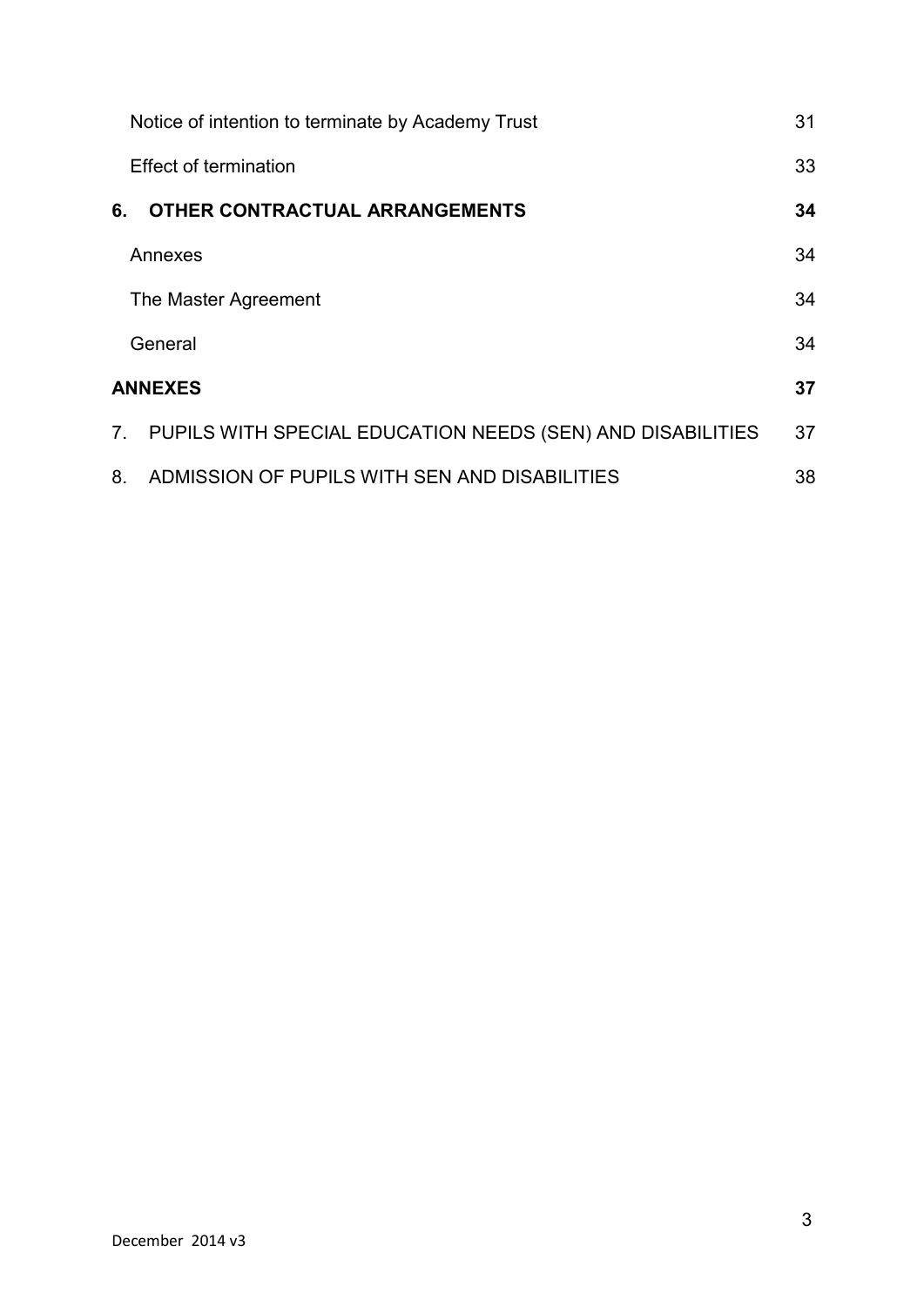Notice of intention to terminate by Academy Trust 31

Effect of termination 33

**6. OTHER CONTRACTUAL ARRANGEMENTS 34**

Annexes 34

The Master Agreement 34

General 34

**ANNEXES 37**

7. PUPILS WITH SPECIAL EDUCATION NEEDS (SEN) AND DISABILITIES 37

8. ADMISSION OF PUPILS WITH SEN AND DISABILITIES 38

December 2014 v3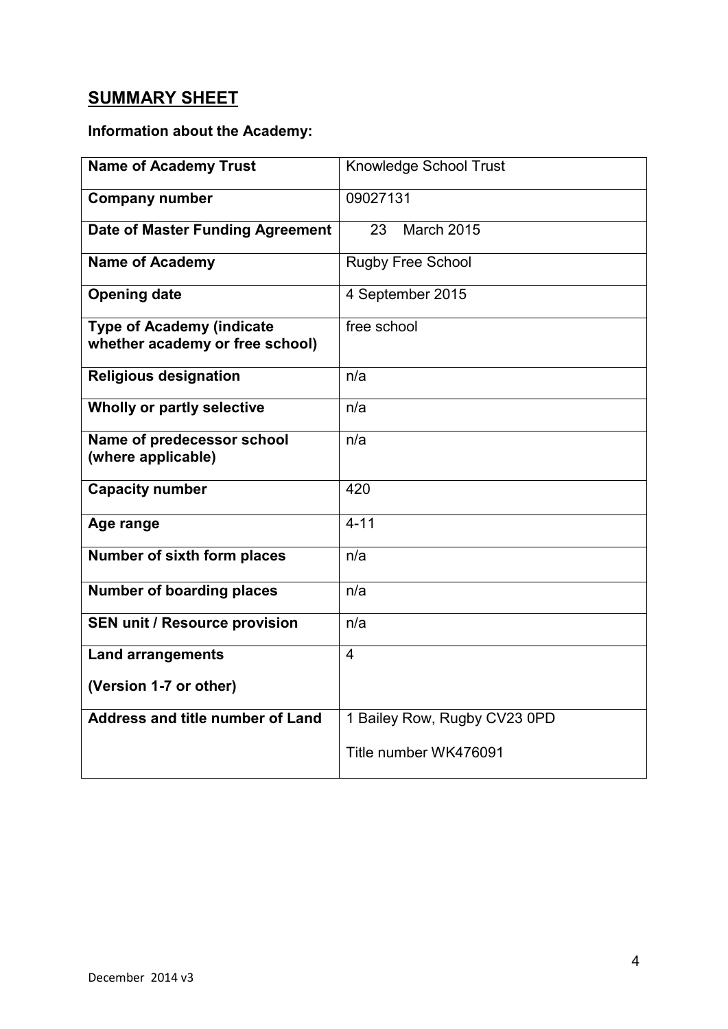## SUMMARY SHEET

**Information about the Academy:**

| | |
|---|---|
| **Name of Academy Trust** | Knowledge School Trust |
| **Company number** | 09027131 |
| **Date of Master Funding Agreement** | 23 March 2015 |
| **Name of Academy** | Rugby Free School |
| **Opening date** | 4 September 2015 |
| **Type of Academy (indicate whether academy or free school)** | free school |
| **Religious designation** | n/a |
| **Wholly or partly selective** | n/a |
| **Name of predecessor school (where applicable)** | n/a |
| **Capacity number** | 420 |
| **Age range** | 4-11 |
| **Number of sixth form places** | n/a |
| **Number of boarding places** | n/a |
| **SEN unit / Resource provision** | n/a |
| **Land arrangements**<br><br>**(Version 1-7 or other)** | 4 |
| **Address and title number of Land** | 1 Bailey Row, Rugby CV23 0PD<br><br>Title number WK476091 |

December 2014 v3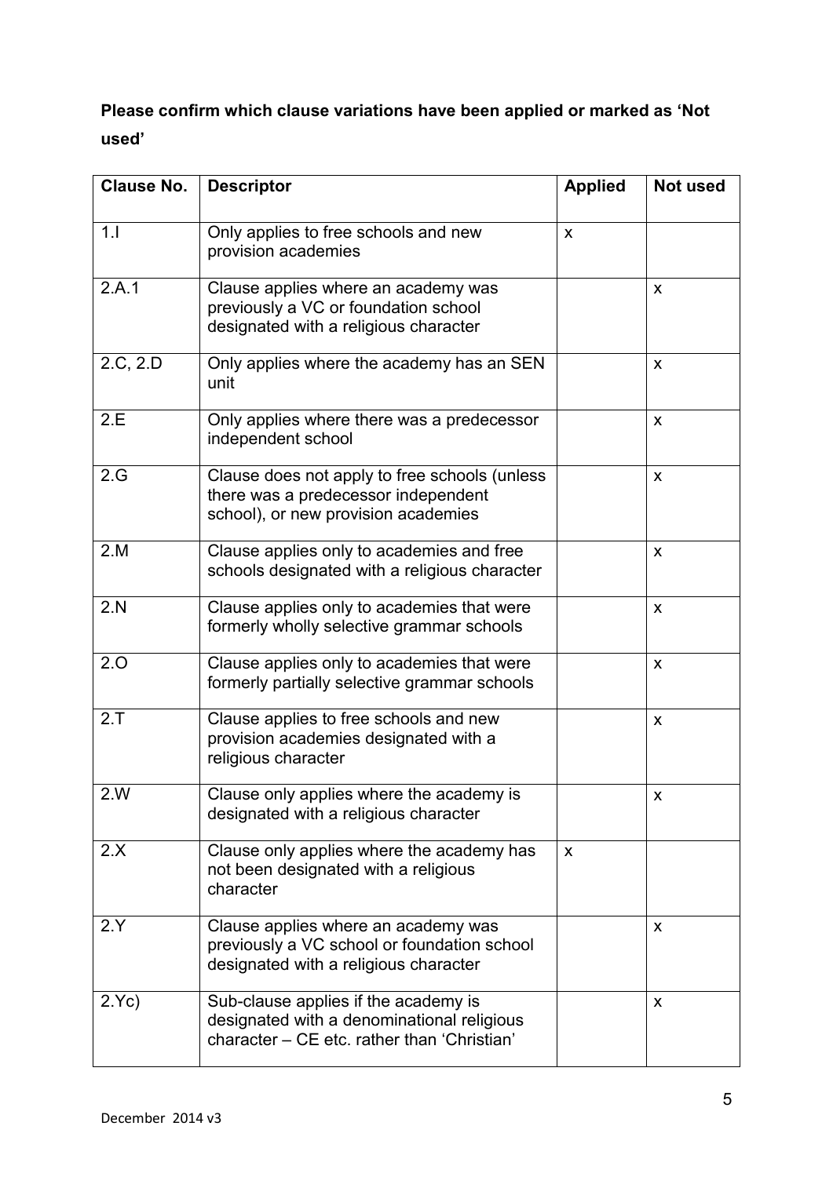**Please confirm which clause variations have been applied or marked as 'Not used'**

| Clause No. | Descriptor | Applied | Not used |
|---|---|---|---|
| 1.I | Only applies to free schools and new provision academies | x | |
| 2.A.1 | Clause applies where an academy was previously a VC or foundation school designated with a religious character | | x |
| 2.C, 2.D | Only applies where the academy has an SEN unit | | x |
| 2.E | Only applies where there was a predecessor independent school | | x |
| 2.G | Clause does not apply to free schools (unless there was a predecessor independent school), or new provision academies | | x |
| 2.M | Clause applies only to academies and free schools designated with a religious character | | x |
| 2.N | Clause applies only to academies that were formerly wholly selective grammar schools | | x |
| 2.O | Clause applies only to academies that were formerly partially selective grammar schools | | x |
| 2.T | Clause applies to free schools and new provision academies designated with a religious character | | x |
| 2.W | Clause only applies where the academy is designated with a religious character | | x |
| 2.X | Clause only applies where the academy has not been designated with a religious character | x | |
| 2.Y | Clause applies where an academy was previously a VC school or foundation school designated with a religious character | | x |
| 2.Yc) | Sub-clause applies if the academy is designated with a denominational religious character – CE etc. rather than 'Christian' | | x |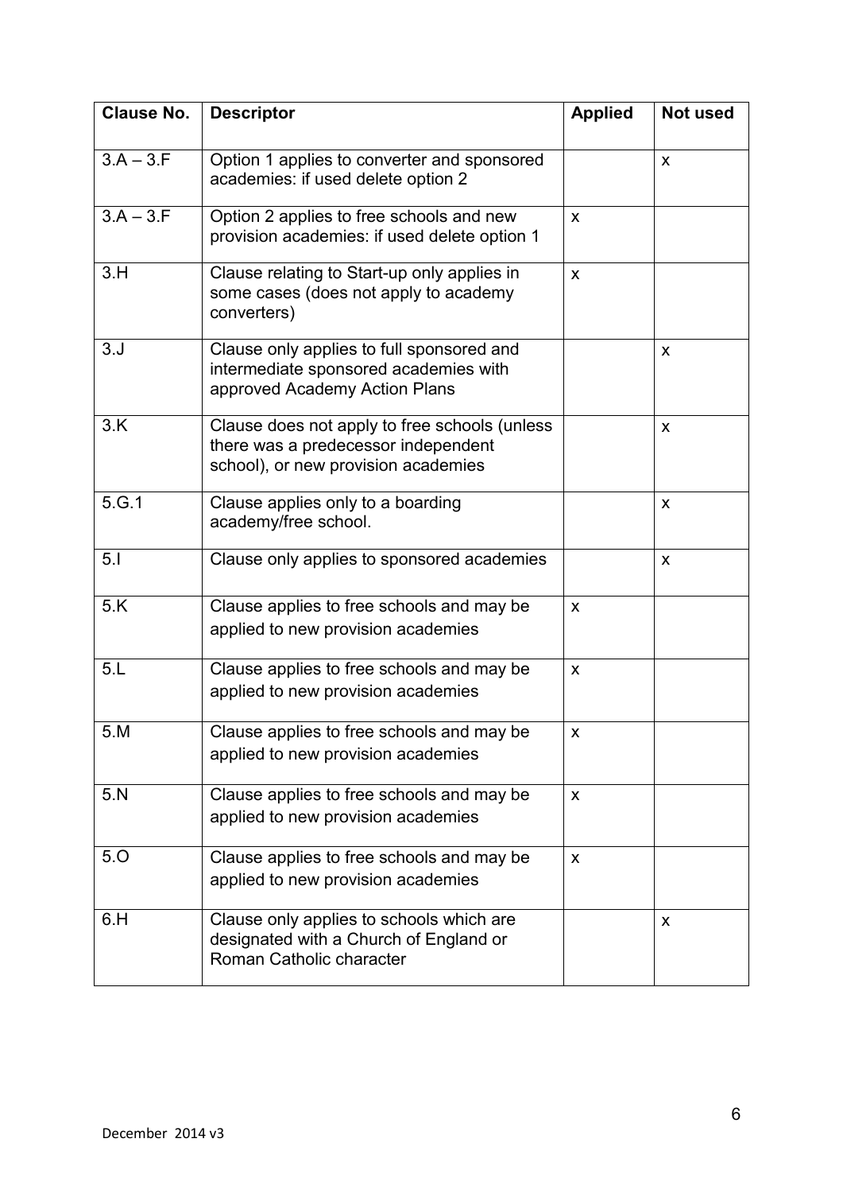| Clause No. | Descriptor | Applied | Not used |
| --- | --- | --- | --- |
| 3.A – 3.F | Option 1 applies to converter and sponsored academies: if used delete option 2 | | x |
| 3.A – 3.F | Option 2 applies to free schools and new provision academies: if used delete option 1 | x | |
| 3.H | Clause relating to Start-up only applies in some cases (does not apply to academy converters) | x | |
| 3.J | Clause only applies to full sponsored and intermediate sponsored academies with approved Academy Action Plans | | x |
| 3.K | Clause does not apply to free schools (unless there was a predecessor independent school), or new provision academies | | x |
| 5.G.1 | Clause applies only to a boarding academy/free school. | | x |
| 5.I | Clause only applies to sponsored academies | | x |
| 5.K | Clause applies to free schools and may be applied to new provision academies | x | |
| 5.L | Clause applies to free schools and may be applied to new provision academies | x | |
| 5.M | Clause applies to free schools and may be applied to new provision academies | x | |
| 5.N | Clause applies to free schools and may be applied to new provision academies | x | |
| 5.O | Clause applies to free schools and may be applied to new provision academies | x | |
| 6.H | Clause only applies to schools which are designated with a Church of England or Roman Catholic character | | x |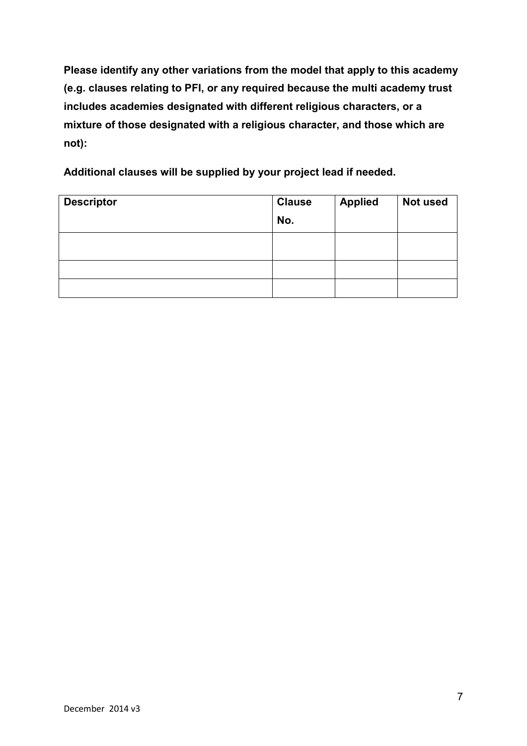**Please identify any other variations from the model that apply to this academy (e.g. clauses relating to PFI, or any required because the multi academy trust includes academies designated with different religious characters, or a mixture of those designated with a religious character, and those which are not):**

**Additional clauses will be supplied by your project lead if needed.**

| Descriptor | Clause No. | Applied | Not used |
|---|---|---|---|
| | | | |
| | | | |
| | | | |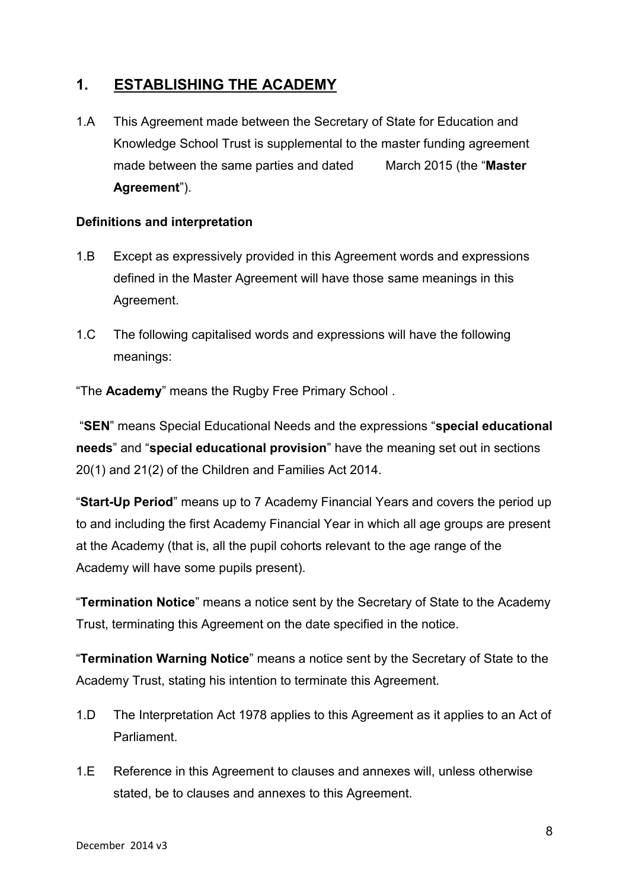## 1. ESTABLISHING THE ACADEMY

1.A This Agreement made between the Secretary of State for Education and Knowledge School Trust is supplemental to the master funding agreement made between the same parties and dated March 2015 (the "**Master Agreement**").

### Definitions and interpretation

1.B Except as expressively provided in this Agreement words and expressions defined in the Master Agreement will have those same meanings in this Agreement.

1.C The following capitalised words and expressions will have the following meanings:

"The **Academy**" means the Rugby Free Primary School .

"**SEN**" means Special Educational Needs and the expressions "**special educational needs**" and "**special educational provision**" have the meaning set out in sections 20(1) and 21(2) of the Children and Families Act 2014.

"**Start-Up Period**" means up to 7 Academy Financial Years and covers the period up to and including the first Academy Financial Year in which all age groups are present at the Academy (that is, all the pupil cohorts relevant to the age range of the Academy will have some pupils present).

"**Termination Notice**" means a notice sent by the Secretary of State to the Academy Trust, terminating this Agreement on the date specified in the notice.

"**Termination Warning Notice**" means a notice sent by the Secretary of State to the Academy Trust, stating his intention to terminate this Agreement.

1.D The Interpretation Act 1978 applies to this Agreement as it applies to an Act of Parliament.

1.E Reference in this Agreement to clauses and annexes will, unless otherwise stated, be to clauses and annexes to this Agreement.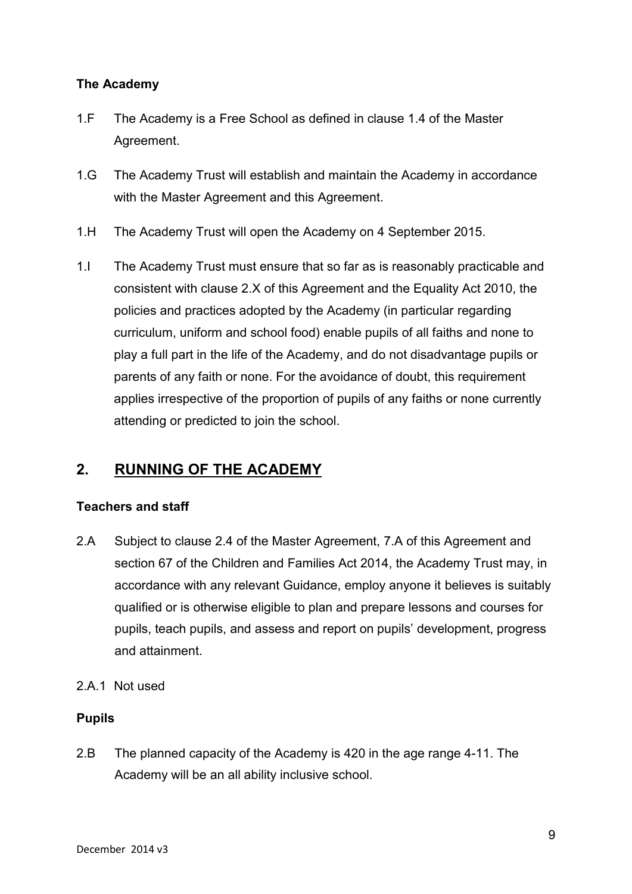**The Academy**

1.F The Academy is a Free School as defined in clause 1.4 of the Master Agreement.

1.G The Academy Trust will establish and maintain the Academy in accordance with the Master Agreement and this Agreement.

1.H The Academy Trust will open the Academy on 4 September 2015.

1.I The Academy Trust must ensure that so far as is reasonably practicable and consistent with clause 2.X of this Agreement and the Equality Act 2010, the policies and practices adopted by the Academy (in particular regarding curriculum, uniform and school food) enable pupils of all faiths and none to play a full part in the life of the Academy, and do not disadvantage pupils or parents of any faith or none. For the avoidance of doubt, this requirement applies irrespective of the proportion of pupils of any faiths or none currently attending or predicted to join the school.

## 2. RUNNING OF THE ACADEMY

**Teachers and staff**

2.A Subject to clause 2.4 of the Master Agreement, 7.A of this Agreement and section 67 of the Children and Families Act 2014, the Academy Trust may, in accordance with any relevant Guidance, employ anyone it believes is suitably qualified or is otherwise eligible to plan and prepare lessons and courses for pupils, teach pupils, and assess and report on pupils' development, progress and attainment.

2.A.1 Not used

**Pupils**

2.B The planned capacity of the Academy is 420 in the age range 4-11. The Academy will be an all ability inclusive school.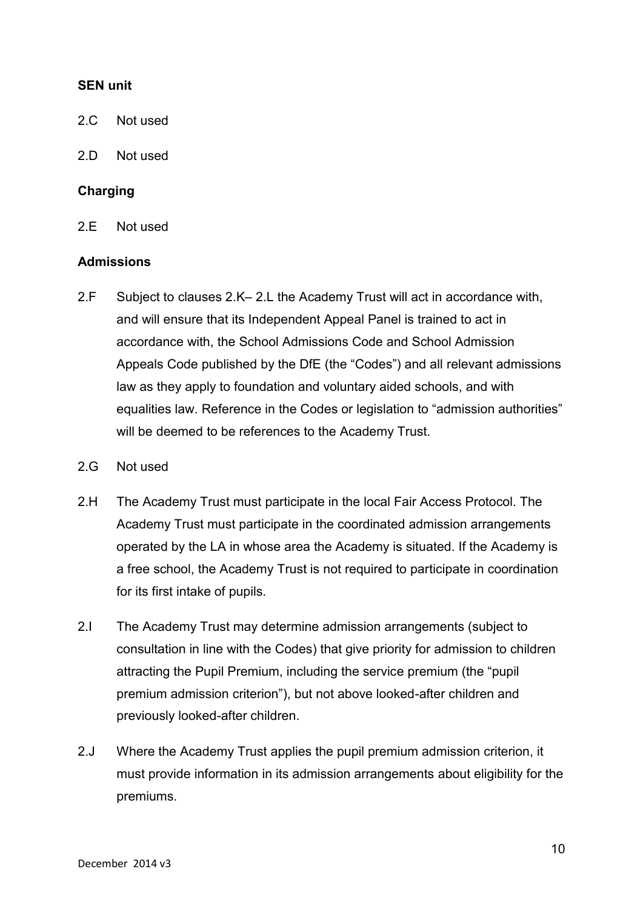**SEN unit**

2.C Not used

2.D Not used

**Charging**

2.E Not used

**Admissions**

2.F Subject to clauses 2.K– 2.L the Academy Trust will act in accordance with, and will ensure that its Independent Appeal Panel is trained to act in accordance with, the School Admissions Code and School Admission Appeals Code published by the DfE (the "Codes") and all relevant admissions law as they apply to foundation and voluntary aided schools, and with equalities law. Reference in the Codes or legislation to "admission authorities" will be deemed to be references to the Academy Trust.

2.G Not used

2.H The Academy Trust must participate in the local Fair Access Protocol. The Academy Trust must participate in the coordinated admission arrangements operated by the LA in whose area the Academy is situated. If the Academy is a free school, the Academy Trust is not required to participate in coordination for its first intake of pupils.

2.I The Academy Trust may determine admission arrangements (subject to consultation in line with the Codes) that give priority for admission to children attracting the Pupil Premium, including the service premium (the "pupil premium admission criterion"), but not above looked-after children and previously looked-after children.

2.J Where the Academy Trust applies the pupil premium admission criterion, it must provide information in its admission arrangements about eligibility for the premiums.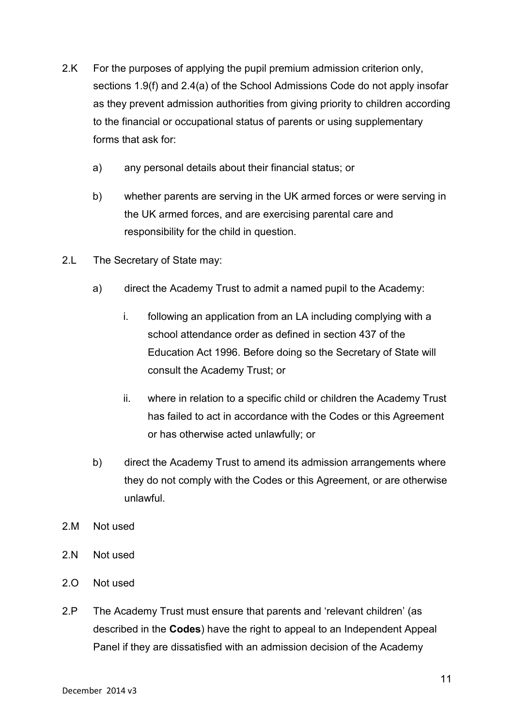2.K For the purposes of applying the pupil premium admission criterion only, sections 1.9(f) and 2.4(a) of the School Admissions Code do not apply insofar as they prevent admission authorities from giving priority to children according to the financial or occupational status of parents or using supplementary forms that ask for:

a) any personal details about their financial status; or

b) whether parents are serving in the UK armed forces or were serving in the UK armed forces, and are exercising parental care and responsibility for the child in question.

2.L The Secretary of State may:

a) direct the Academy Trust to admit a named pupil to the Academy:

i. following an application from an LA including complying with a school attendance order as defined in section 437 of the Education Act 1996. Before doing so the Secretary of State will consult the Academy Trust; or

ii. where in relation to a specific child or children the Academy Trust has failed to act in accordance with the Codes or this Agreement or has otherwise acted unlawfully; or

b) direct the Academy Trust to amend its admission arrangements where they do not comply with the Codes or this Agreement, or are otherwise unlawful.

2.M Not used

2.N Not used

2.O Not used

2.P The Academy Trust must ensure that parents and 'relevant children' (as described in the **Codes**) have the right to appeal to an Independent Appeal Panel if they are dissatisfied with an admission decision of the Academy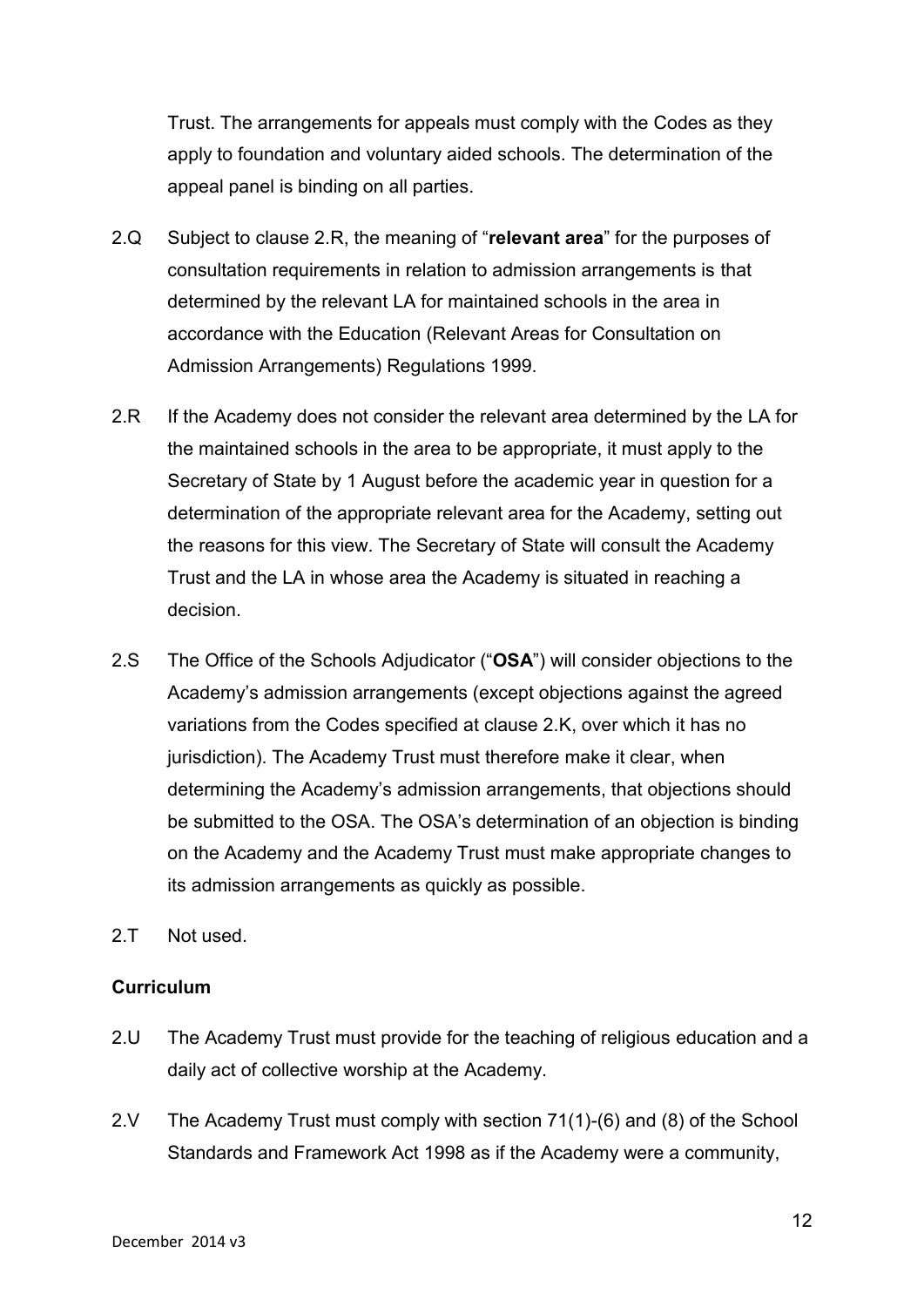Trust. The arrangements for appeals must comply with the Codes as they apply to foundation and voluntary aided schools. The determination of the appeal panel is binding on all parties.

2.Q Subject to clause 2.R, the meaning of "**relevant area**" for the purposes of consultation requirements in relation to admission arrangements is that determined by the relevant LA for maintained schools in the area in accordance with the Education (Relevant Areas for Consultation on Admission Arrangements) Regulations 1999.

2.R If the Academy does not consider the relevant area determined by the LA for the maintained schools in the area to be appropriate, it must apply to the Secretary of State by 1 August before the academic year in question for a determination of the appropriate relevant area for the Academy, setting out the reasons for this view. The Secretary of State will consult the Academy Trust and the LA in whose area the Academy is situated in reaching a decision.

2.S The Office of the Schools Adjudicator ("**OSA**") will consider objections to the Academy's admission arrangements (except objections against the agreed variations from the Codes specified at clause 2.K, over which it has no jurisdiction). The Academy Trust must therefore make it clear, when determining the Academy's admission arrangements, that objections should be submitted to the OSA. The OSA's determination of an objection is binding on the Academy and the Academy Trust must make appropriate changes to its admission arrangements as quickly as possible.

2.T Not used.

**Curriculum**

2.U The Academy Trust must provide for the teaching of religious education and a daily act of collective worship at the Academy.

2.V The Academy Trust must comply with section 71(1)-(6) and (8) of the School Standards and Framework Act 1998 as if the Academy were a community,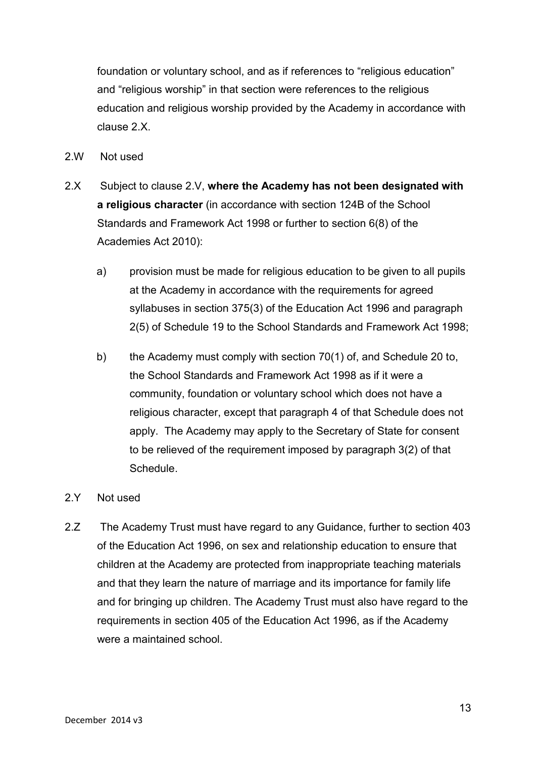foundation or voluntary school, and as if references to "religious education" and "religious worship" in that section were references to the religious education and religious worship provided by the Academy in accordance with clause 2.X.

2.W Not used

2.X Subject to clause 2.V, **where the Academy has not been designated with a religious character** (in accordance with section 124B of the School Standards and Framework Act 1998 or further to section 6(8) of the Academies Act 2010):

a) provision must be made for religious education to be given to all pupils at the Academy in accordance with the requirements for agreed syllabuses in section 375(3) of the Education Act 1996 and paragraph 2(5) of Schedule 19 to the School Standards and Framework Act 1998;

b) the Academy must comply with section 70(1) of, and Schedule 20 to, the School Standards and Framework Act 1998 as if it were a community, foundation or voluntary school which does not have a religious character, except that paragraph 4 of that Schedule does not apply. The Academy may apply to the Secretary of State for consent to be relieved of the requirement imposed by paragraph 3(2) of that Schedule.

2.Y Not used

2.Z The Academy Trust must have regard to any Guidance, further to section 403 of the Education Act 1996, on sex and relationship education to ensure that children at the Academy are protected from inappropriate teaching materials and that they learn the nature of marriage and its importance for family life and for bringing up children. The Academy Trust must also have regard to the requirements in section 405 of the Education Act 1996, as if the Academy were a maintained school.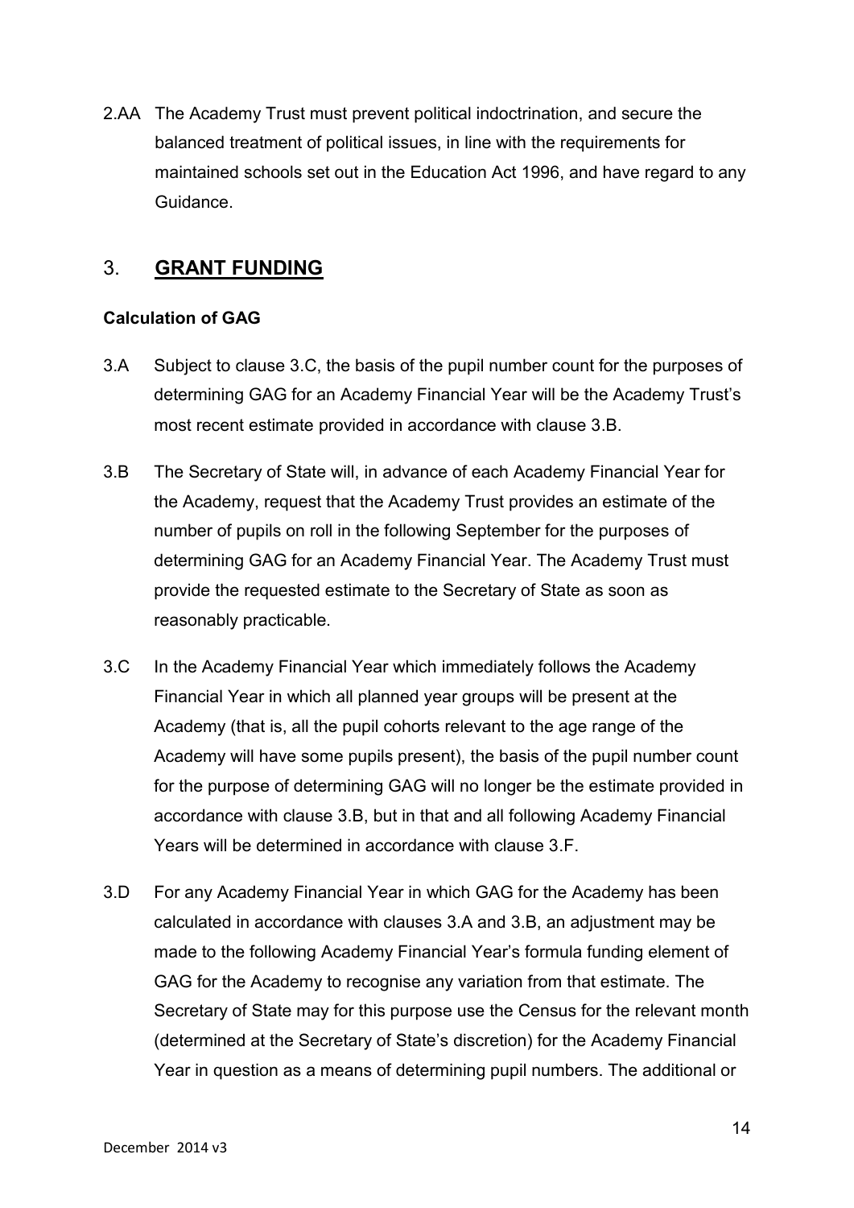2.AA The Academy Trust must prevent political indoctrination, and secure the balanced treatment of political issues, in line with the requirements for maintained schools set out in the Education Act 1996, and have regard to any Guidance.

## 3. **GRANT FUNDING**

**Calculation of GAG**

3.A Subject to clause 3.C, the basis of the pupil number count for the purposes of determining GAG for an Academy Financial Year will be the Academy Trust's most recent estimate provided in accordance with clause 3.B.

3.B The Secretary of State will, in advance of each Academy Financial Year for the Academy, request that the Academy Trust provides an estimate of the number of pupils on roll in the following September for the purposes of determining GAG for an Academy Financial Year. The Academy Trust must provide the requested estimate to the Secretary of State as soon as reasonably practicable.

3.C In the Academy Financial Year which immediately follows the Academy Financial Year in which all planned year groups will be present at the Academy (that is, all the pupil cohorts relevant to the age range of the Academy will have some pupils present), the basis of the pupil number count for the purpose of determining GAG will no longer be the estimate provided in accordance with clause 3.B, but in that and all following Academy Financial Years will be determined in accordance with clause 3.F.

3.D For any Academy Financial Year in which GAG for the Academy has been calculated in accordance with clauses 3.A and 3.B, an adjustment may be made to the following Academy Financial Year's formula funding element of GAG for the Academy to recognise any variation from that estimate. The Secretary of State may for this purpose use the Census for the relevant month (determined at the Secretary of State's discretion) for the Academy Financial Year in question as a means of determining pupil numbers. The additional or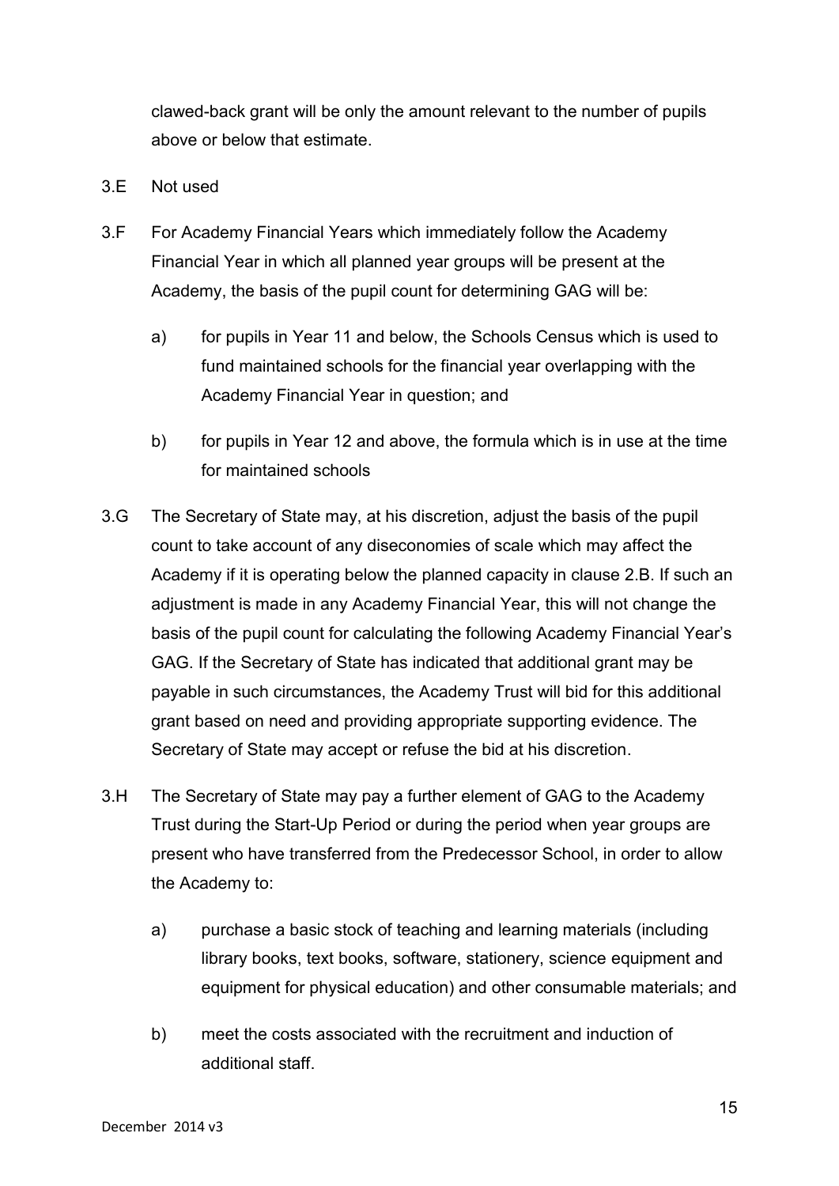clawed-back grant will be only the amount relevant to the number of pupils above or below that estimate.

3.E Not used

3.F For Academy Financial Years which immediately follow the Academy Financial Year in which all planned year groups will be present at the Academy, the basis of the pupil count for determining GAG will be:

   a) for pupils in Year 11 and below, the Schools Census which is used to fund maintained schools for the financial year overlapping with the Academy Financial Year in question; and

   b) for pupils in Year 12 and above, the formula which is in use at the time for maintained schools

3.G The Secretary of State may, at his discretion, adjust the basis of the pupil count to take account of any diseconomies of scale which may affect the Academy if it is operating below the planned capacity in clause 2.B. If such an adjustment is made in any Academy Financial Year, this will not change the basis of the pupil count for calculating the following Academy Financial Year's GAG. If the Secretary of State has indicated that additional grant may be payable in such circumstances, the Academy Trust will bid for this additional grant based on need and providing appropriate supporting evidence. The Secretary of State may accept or refuse the bid at his discretion.

3.H The Secretary of State may pay a further element of GAG to the Academy Trust during the Start-Up Period or during the period when year groups are present who have transferred from the Predecessor School, in order to allow the Academy to:

   a) purchase a basic stock of teaching and learning materials (including library books, text books, software, stationery, science equipment and equipment for physical education) and other consumable materials; and

   b) meet the costs associated with the recruitment and induction of additional staff.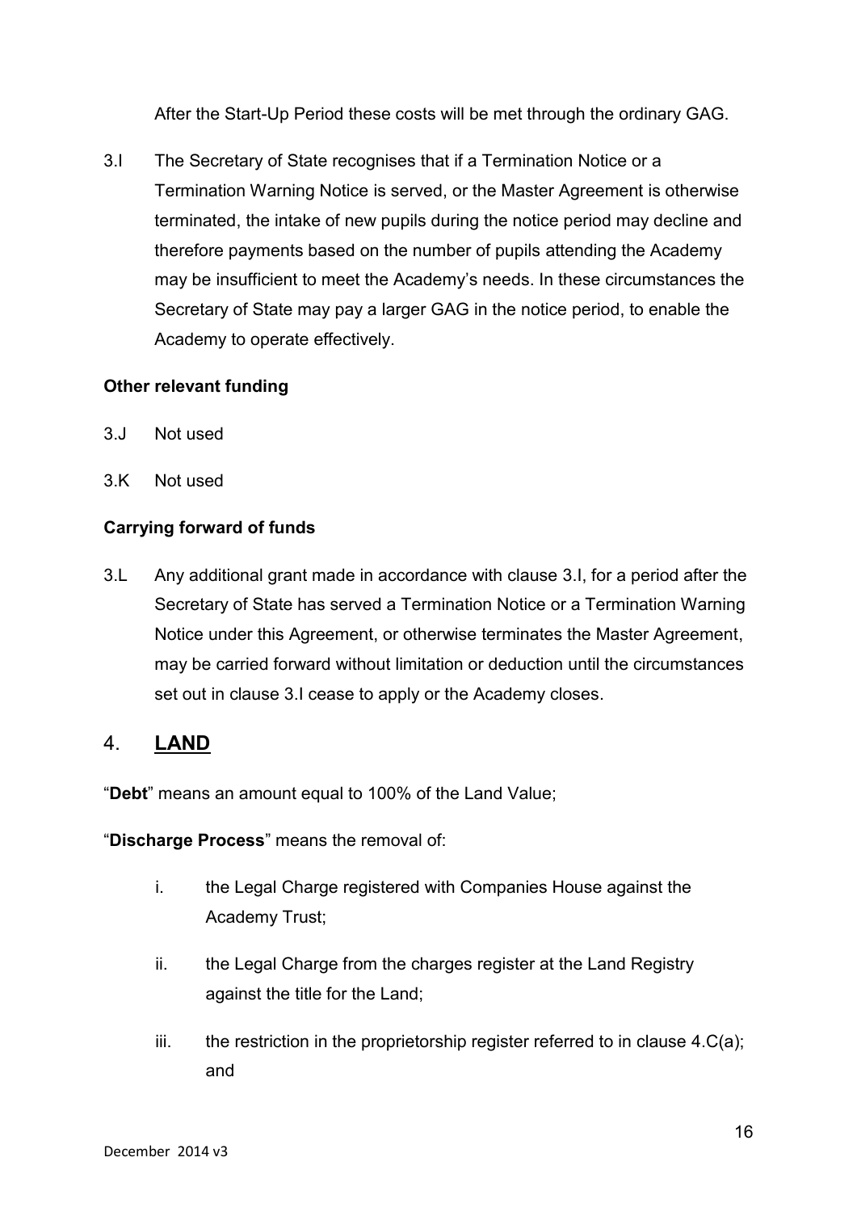After the Start-Up Period these costs will be met through the ordinary GAG.

3.I The Secretary of State recognises that if a Termination Notice or a Termination Warning Notice is served, or the Master Agreement is otherwise terminated, the intake of new pupils during the notice period may decline and therefore payments based on the number of pupils attending the Academy may be insufficient to meet the Academy's needs. In these circumstances the Secretary of State may pay a larger GAG in the notice period, to enable the Academy to operate effectively.

**Other relevant funding**

3.J Not used

3.K Not used

**Carrying forward of funds**

3.L Any additional grant made in accordance with clause 3.I, for a period after the Secretary of State has served a Termination Notice or a Termination Warning Notice under this Agreement, or otherwise terminates the Master Agreement, may be carried forward without limitation or deduction until the circumstances set out in clause 3.I cease to apply or the Academy closes.

## 4. **LAND**

"**Debt**" means an amount equal to 100% of the Land Value;

"**Discharge Process**" means the removal of:

i. the Legal Charge registered with Companies House against the Academy Trust;

ii. the Legal Charge from the charges register at the Land Registry against the title for the Land;

iii. the restriction in the proprietorship register referred to in clause 4.C(a); and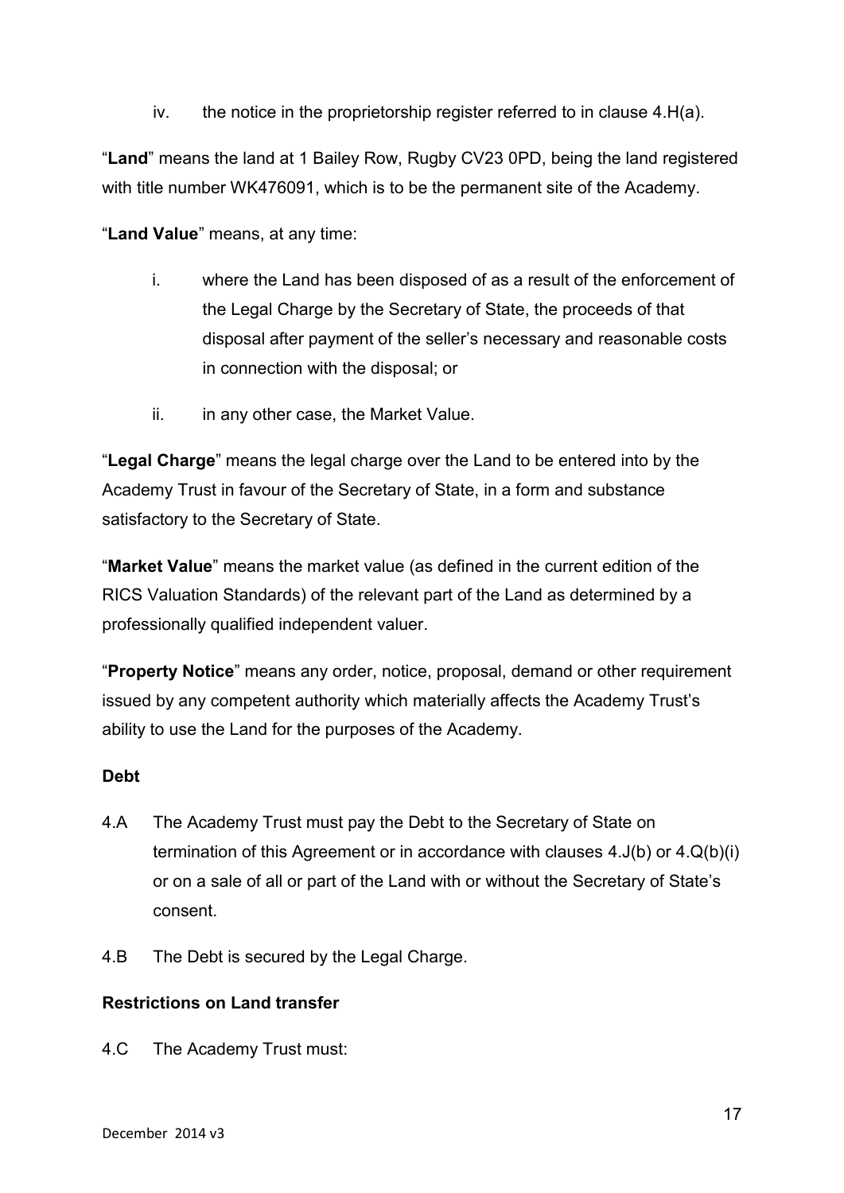iv. the notice in the proprietorship register referred to in clause 4.H(a).

"**Land**" means the land at 1 Bailey Row, Rugby CV23 0PD, being the land registered with title number WK476091, which is to be the permanent site of the Academy.

"**Land Value**" means, at any time:

i. where the Land has been disposed of as a result of the enforcement of the Legal Charge by the Secretary of State, the proceeds of that disposal after payment of the seller's necessary and reasonable costs in connection with the disposal; or

ii. in any other case, the Market Value.

"**Legal Charge**" means the legal charge over the Land to be entered into by the Academy Trust in favour of the Secretary of State, in a form and substance satisfactory to the Secretary of State.

"**Market Value**" means the market value (as defined in the current edition of the RICS Valuation Standards) of the relevant part of the Land as determined by a professionally qualified independent valuer.

"**Property Notice**" means any order, notice, proposal, demand or other requirement issued by any competent authority which materially affects the Academy Trust's ability to use the Land for the purposes of the Academy.

**Debt**

4.A The Academy Trust must pay the Debt to the Secretary of State on termination of this Agreement or in accordance with clauses 4.J(b) or 4.Q(b)(i) or on a sale of all or part of the Land with or without the Secretary of State's consent.

4.B The Debt is secured by the Legal Charge.

**Restrictions on Land transfer**

4.C The Academy Trust must: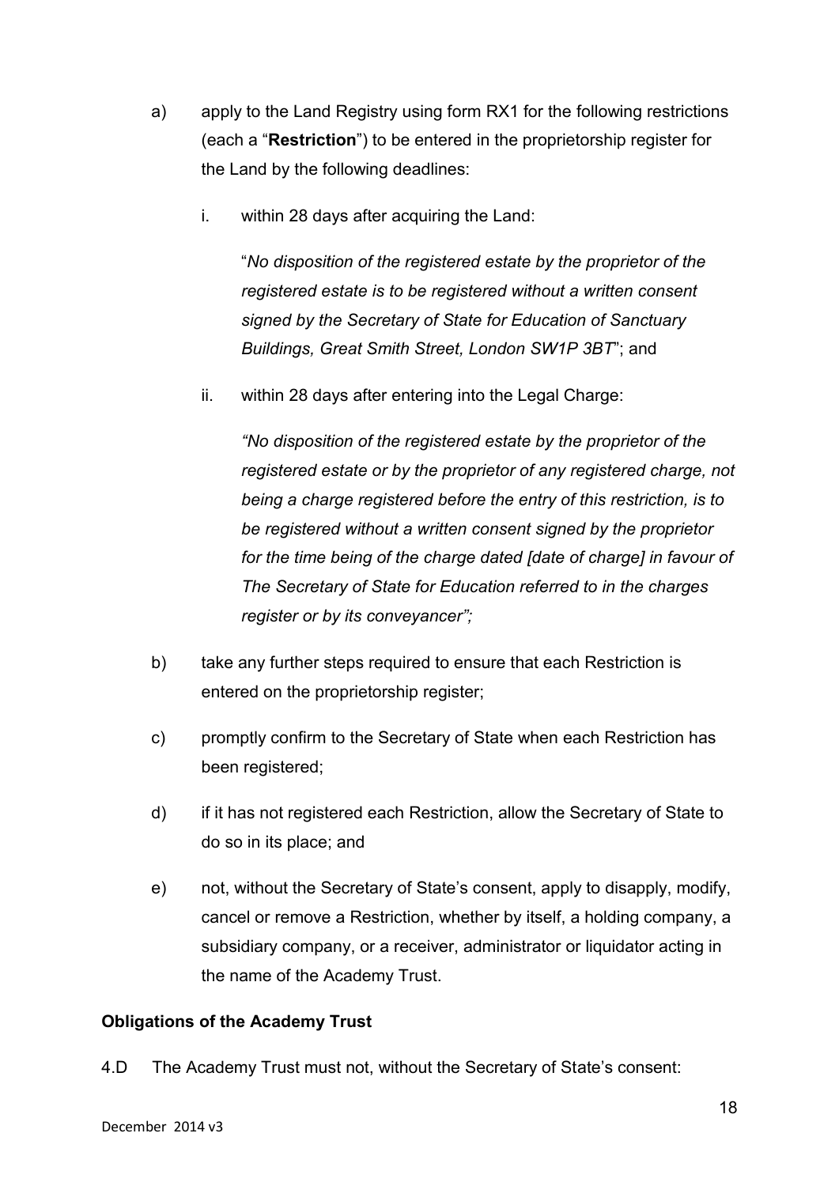a) apply to the Land Registry using form RX1 for the following restrictions (each a "**Restriction**") to be entered in the proprietorship register for the Land by the following deadlines:

   i. within 28 days after acquiring the Land:

      "*No disposition of the registered estate by the proprietor of the registered estate is to be registered without a written consent signed by the Secretary of State for Education of Sanctuary Buildings, Great Smith Street, London SW1P 3BT*"; and

   ii. within 28 days after entering into the Legal Charge:

      *"No disposition of the registered estate by the proprietor of the registered estate or by the proprietor of any registered charge, not being a charge registered before the entry of this restriction, is to be registered without a written consent signed by the proprietor for the time being of the charge dated [date of charge] in favour of The Secretary of State for Education referred to in the charges register or by its conveyancer";*

b) take any further steps required to ensure that each Restriction is entered on the proprietorship register;

c) promptly confirm to the Secretary of State when each Restriction has been registered;

d) if it has not registered each Restriction, allow the Secretary of State to do so in its place; and

e) not, without the Secretary of State's consent, apply to disapply, modify, cancel or remove a Restriction, whether by itself, a holding company, a subsidiary company, or a receiver, administrator or liquidator acting in the name of the Academy Trust.

**Obligations of the Academy Trust**

4.D The Academy Trust must not, without the Secretary of State's consent: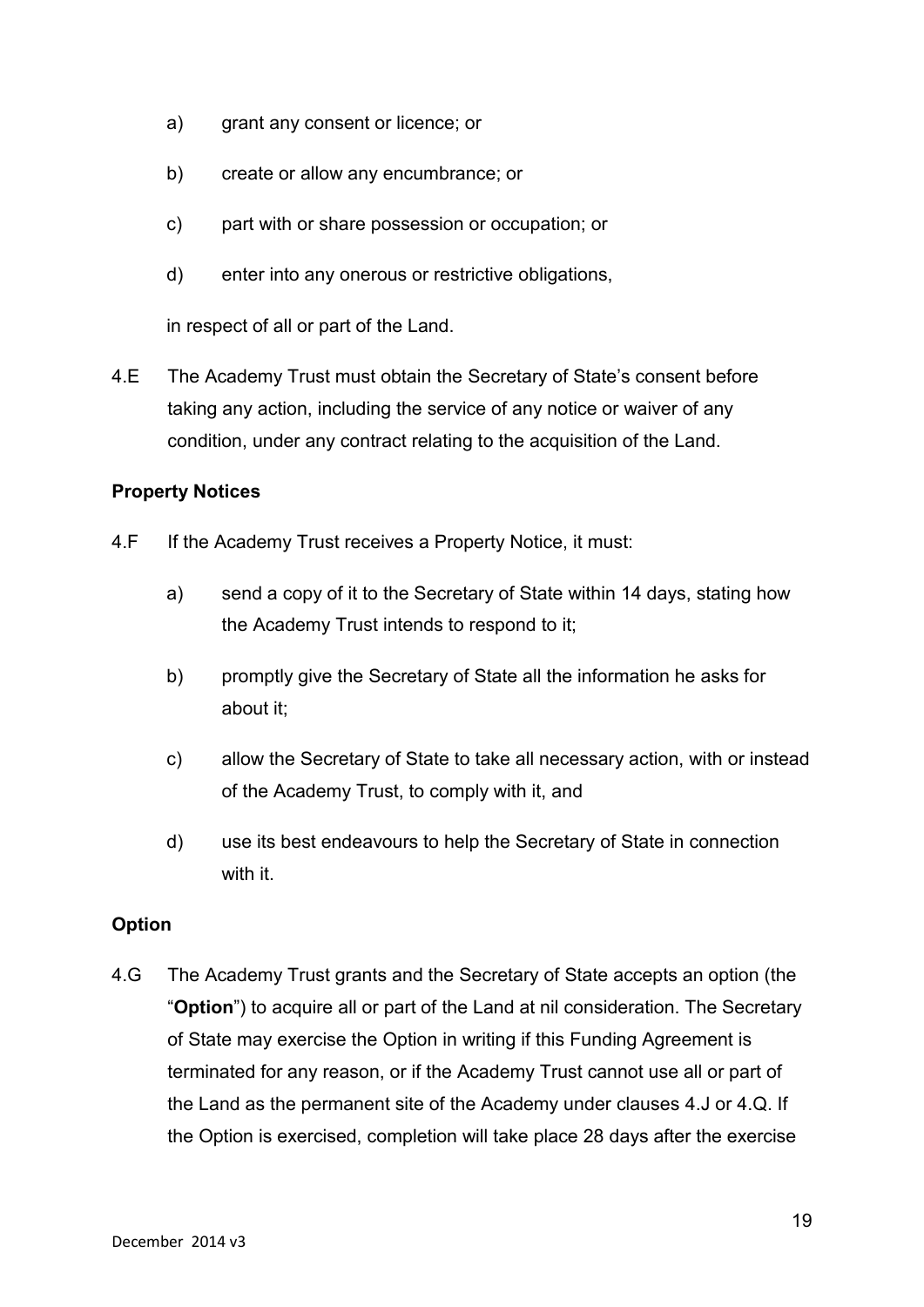a) grant any consent or licence; or

b) create or allow any encumbrance; or

c) part with or share possession or occupation; or

d) enter into any onerous or restrictive obligations,

in respect of all or part of the Land.

4.E The Academy Trust must obtain the Secretary of State's consent before taking any action, including the service of any notice or waiver of any condition, under any contract relating to the acquisition of the Land.

**Property Notices**

4.F If the Academy Trust receives a Property Notice, it must:

a) send a copy of it to the Secretary of State within 14 days, stating how the Academy Trust intends to respond to it;

b) promptly give the Secretary of State all the information he asks for about it;

c) allow the Secretary of State to take all necessary action, with or instead of the Academy Trust, to comply with it, and

d) use its best endeavours to help the Secretary of State in connection with it.

**Option**

4.G The Academy Trust grants and the Secretary of State accepts an option (the "**Option**") to acquire all or part of the Land at nil consideration. The Secretary of State may exercise the Option in writing if this Funding Agreement is terminated for any reason, or if the Academy Trust cannot use all or part of the Land as the permanent site of the Academy under clauses 4.J or 4.Q. If the Option is exercised, completion will take place 28 days after the exercise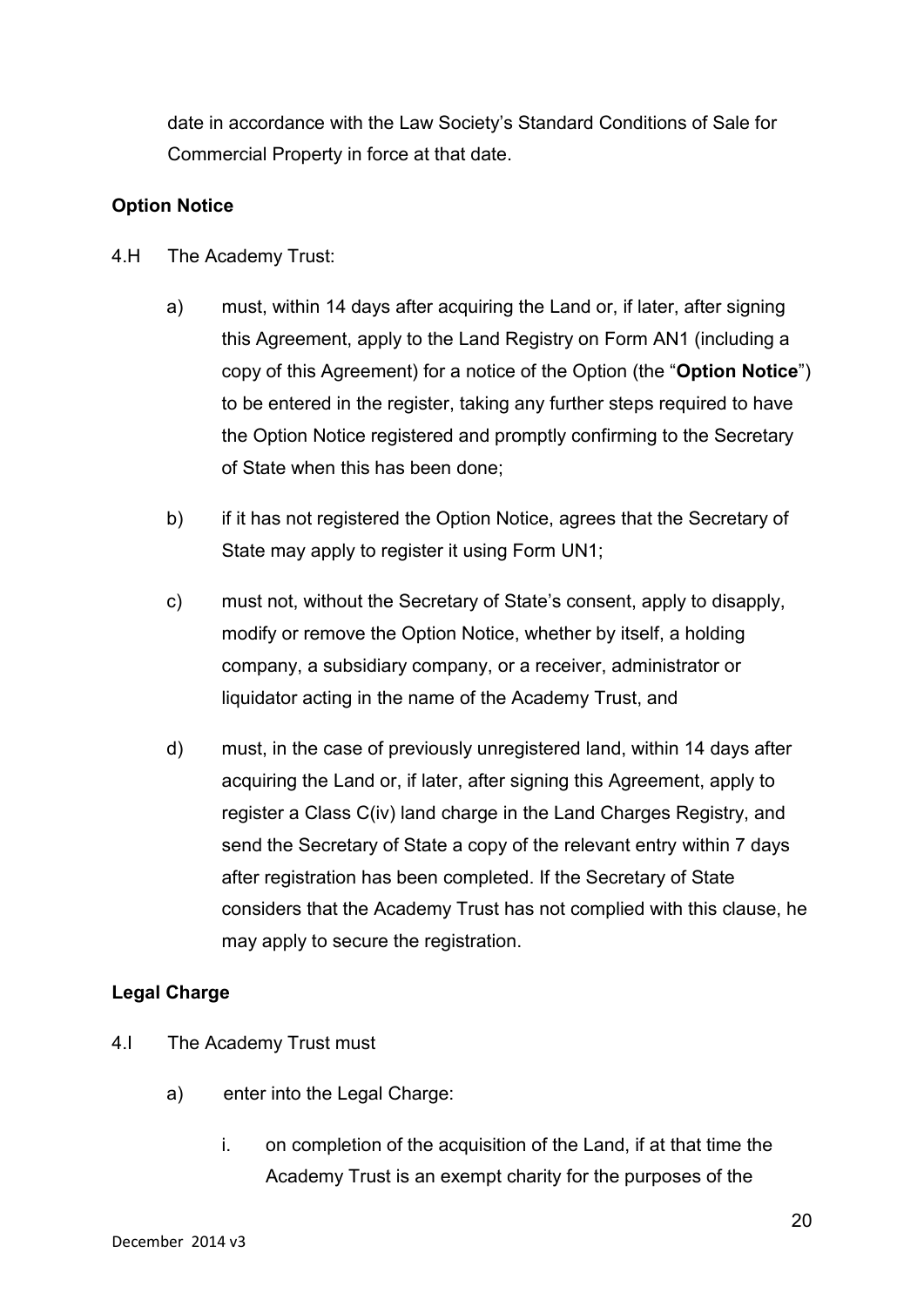date in accordance with the Law Society's Standard Conditions of Sale for Commercial Property in force at that date.

**Option Notice**

4.H The Academy Trust:

a) must, within 14 days after acquiring the Land or, if later, after signing this Agreement, apply to the Land Registry on Form AN1 (including a copy of this Agreement) for a notice of the Option (the "**Option Notice**") to be entered in the register, taking any further steps required to have the Option Notice registered and promptly confirming to the Secretary of State when this has been done;

b) if it has not registered the Option Notice, agrees that the Secretary of State may apply to register it using Form UN1;

c) must not, without the Secretary of State's consent, apply to disapply, modify or remove the Option Notice, whether by itself, a holding company, a subsidiary company, or a receiver, administrator or liquidator acting in the name of the Academy Trust, and

d) must, in the case of previously unregistered land, within 14 days after acquiring the Land or, if later, after signing this Agreement, apply to register a Class C(iv) land charge in the Land Charges Registry, and send the Secretary of State a copy of the relevant entry within 7 days after registration has been completed. If the Secretary of State considers that the Academy Trust has not complied with this clause, he may apply to secure the registration.

**Legal Charge**

4.I The Academy Trust must

a) enter into the Legal Charge:

i. on completion of the acquisition of the Land, if at that time the Academy Trust is an exempt charity for the purposes of the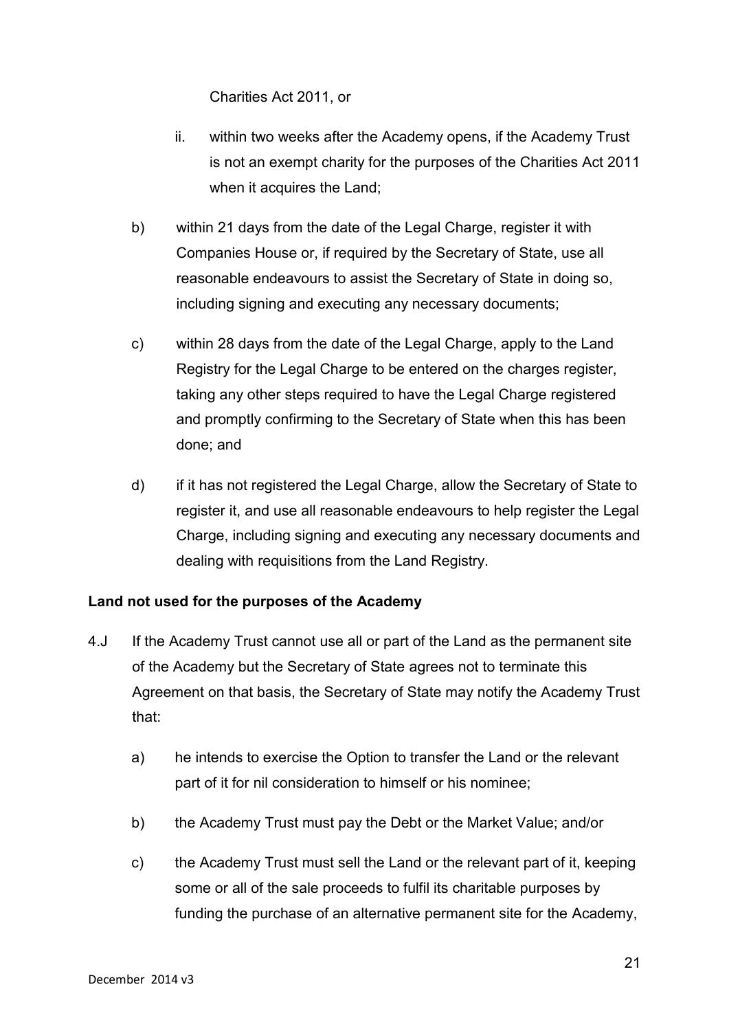Charities Act 2011, or

ii. within two weeks after the Academy opens, if the Academy Trust is not an exempt charity for the purposes of the Charities Act 2011 when it acquires the Land;

b) within 21 days from the date of the Legal Charge, register it with Companies House or, if required by the Secretary of State, use all reasonable endeavours to assist the Secretary of State in doing so, including signing and executing any necessary documents;

c) within 28 days from the date of the Legal Charge, apply to the Land Registry for the Legal Charge to be entered on the charges register, taking any other steps required to have the Legal Charge registered and promptly confirming to the Secretary of State when this has been done; and

d) if it has not registered the Legal Charge, allow the Secretary of State to register it, and use all reasonable endeavours to help register the Legal Charge, including signing and executing any necessary documents and dealing with requisitions from the Land Registry.

**Land not used for the purposes of the Academy**

4.J If the Academy Trust cannot use all or part of the Land as the permanent site of the Academy but the Secretary of State agrees not to terminate this Agreement on that basis, the Secretary of State may notify the Academy Trust that:

a) he intends to exercise the Option to transfer the Land or the relevant part of it for nil consideration to himself or his nominee;

b) the Academy Trust must pay the Debt or the Market Value; and/or

c) the Academy Trust must sell the Land or the relevant part of it, keeping some or all of the sale proceeds to fulfil its charitable purposes by funding the purchase of an alternative permanent site for the Academy,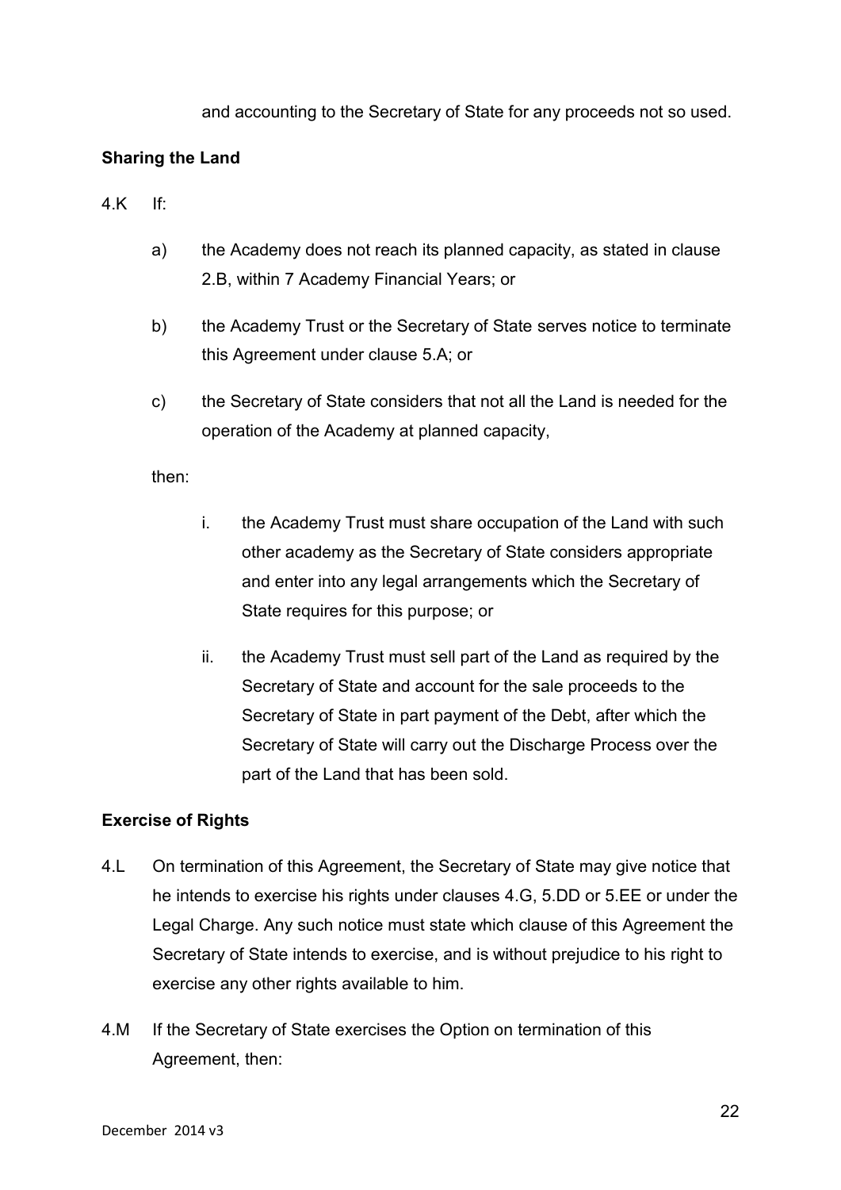and accounting to the Secretary of State for any proceeds not so used.

**Sharing the Land**

4.K If:

a) the Academy does not reach its planned capacity, as stated in clause 2.B, within 7 Academy Financial Years; or

b) the Academy Trust or the Secretary of State serves notice to terminate this Agreement under clause 5.A; or

c) the Secretary of State considers that not all the Land is needed for the operation of the Academy at planned capacity,

then:

i. the Academy Trust must share occupation of the Land with such other academy as the Secretary of State considers appropriate and enter into any legal arrangements which the Secretary of State requires for this purpose; or

ii. the Academy Trust must sell part of the Land as required by the Secretary of State and account for the sale proceeds to the Secretary of State in part payment of the Debt, after which the Secretary of State will carry out the Discharge Process over the part of the Land that has been sold.

**Exercise of Rights**

4.L On termination of this Agreement, the Secretary of State may give notice that he intends to exercise his rights under clauses 4.G, 5.DD or 5.EE or under the Legal Charge. Any such notice must state which clause of this Agreement the Secretary of State intends to exercise, and is without prejudice to his right to exercise any other rights available to him.

4.M If the Secretary of State exercises the Option on termination of this Agreement, then: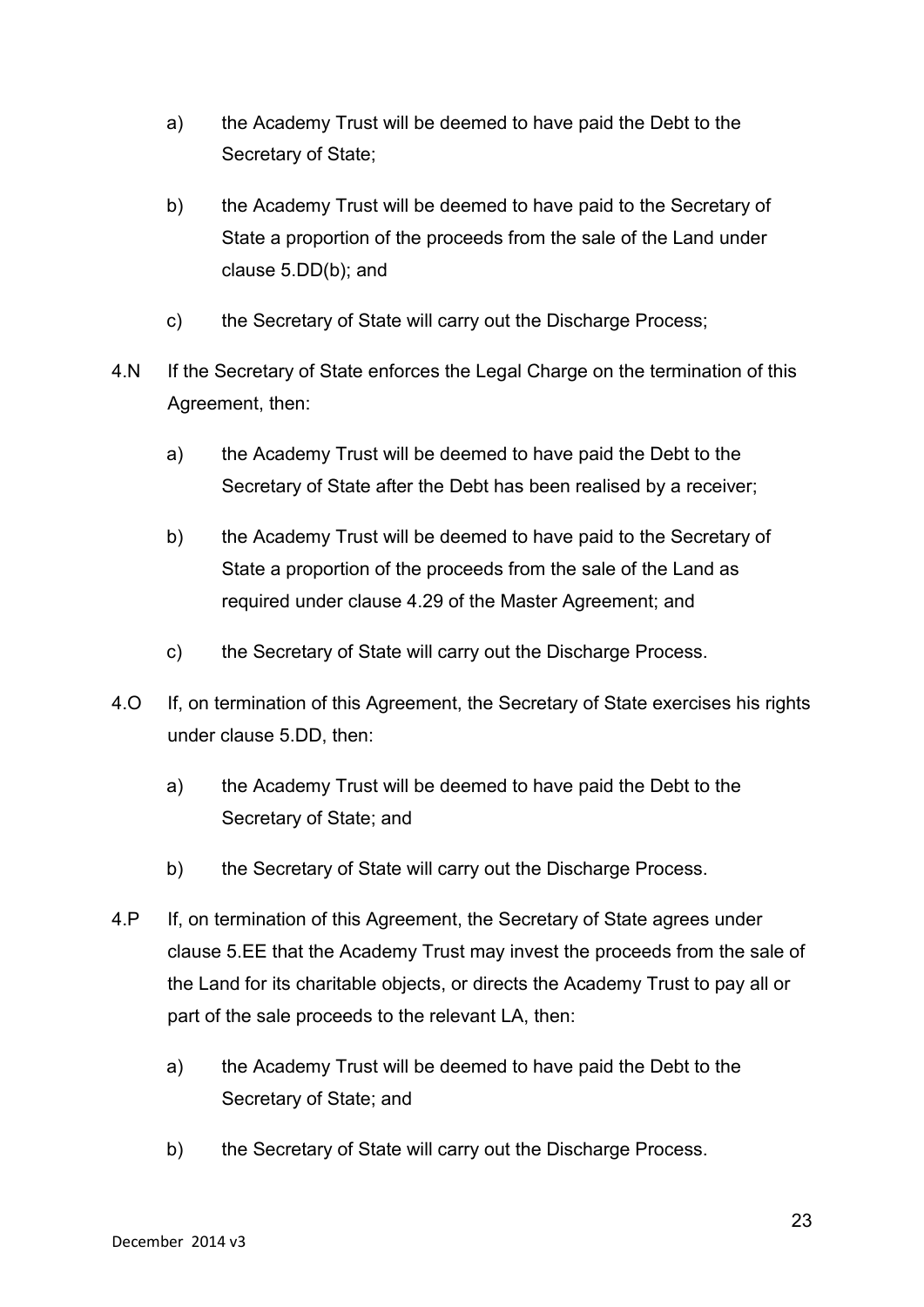a) the Academy Trust will be deemed to have paid the Debt to the Secretary of State;

b) the Academy Trust will be deemed to have paid to the Secretary of State a proportion of the proceeds from the sale of the Land under clause 5.DD(b); and

c) the Secretary of State will carry out the Discharge Process;

4.N If the Secretary of State enforces the Legal Charge on the termination of this Agreement, then:

a) the Academy Trust will be deemed to have paid the Debt to the Secretary of State after the Debt has been realised by a receiver;

b) the Academy Trust will be deemed to have paid to the Secretary of State a proportion of the proceeds from the sale of the Land as required under clause 4.29 of the Master Agreement; and

c) the Secretary of State will carry out the Discharge Process.

4.O If, on termination of this Agreement, the Secretary of State exercises his rights under clause 5.DD, then:

a) the Academy Trust will be deemed to have paid the Debt to the Secretary of State; and

b) the Secretary of State will carry out the Discharge Process.

4.P If, on termination of this Agreement, the Secretary of State agrees under clause 5.EE that the Academy Trust may invest the proceeds from the sale of the Land for its charitable objects, or directs the Academy Trust to pay all or part of the sale proceeds to the relevant LA, then:

a) the Academy Trust will be deemed to have paid the Debt to the Secretary of State; and

b) the Secretary of State will carry out the Discharge Process.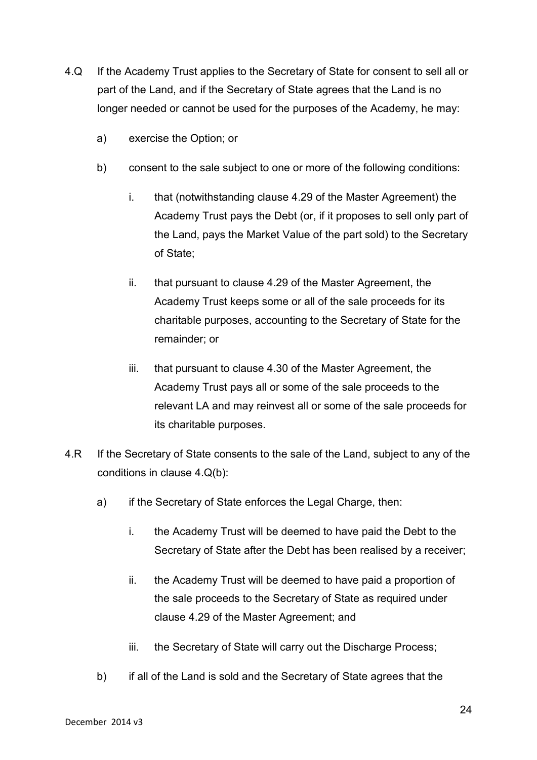4.Q If the Academy Trust applies to the Secretary of State for consent to sell all or part of the Land, and if the Secretary of State agrees that the Land is no longer needed or cannot be used for the purposes of the Academy, he may:

   a) exercise the Option; or

   b) consent to the sale subject to one or more of the following conditions:

      i. that (notwithstanding clause 4.29 of the Master Agreement) the Academy Trust pays the Debt (or, if it proposes to sell only part of the Land, pays the Market Value of the part sold) to the Secretary of State;

      ii. that pursuant to clause 4.29 of the Master Agreement, the Academy Trust keeps some or all of the sale proceeds for its charitable purposes, accounting to the Secretary of State for the remainder; or

      iii. that pursuant to clause 4.30 of the Master Agreement, the Academy Trust pays all or some of the sale proceeds to the relevant LA and may reinvest all or some of the sale proceeds for its charitable purposes.

4.R If the Secretary of State consents to the sale of the Land, subject to any of the conditions in clause 4.Q(b):

   a) if the Secretary of State enforces the Legal Charge, then:

      i. the Academy Trust will be deemed to have paid the Debt to the Secretary of State after the Debt has been realised by a receiver;

      ii. the Academy Trust will be deemed to have paid a proportion of the sale proceeds to the Secretary of State as required under clause 4.29 of the Master Agreement; and

      iii. the Secretary of State will carry out the Discharge Process;

   b) if all of the Land is sold and the Secretary of State agrees that the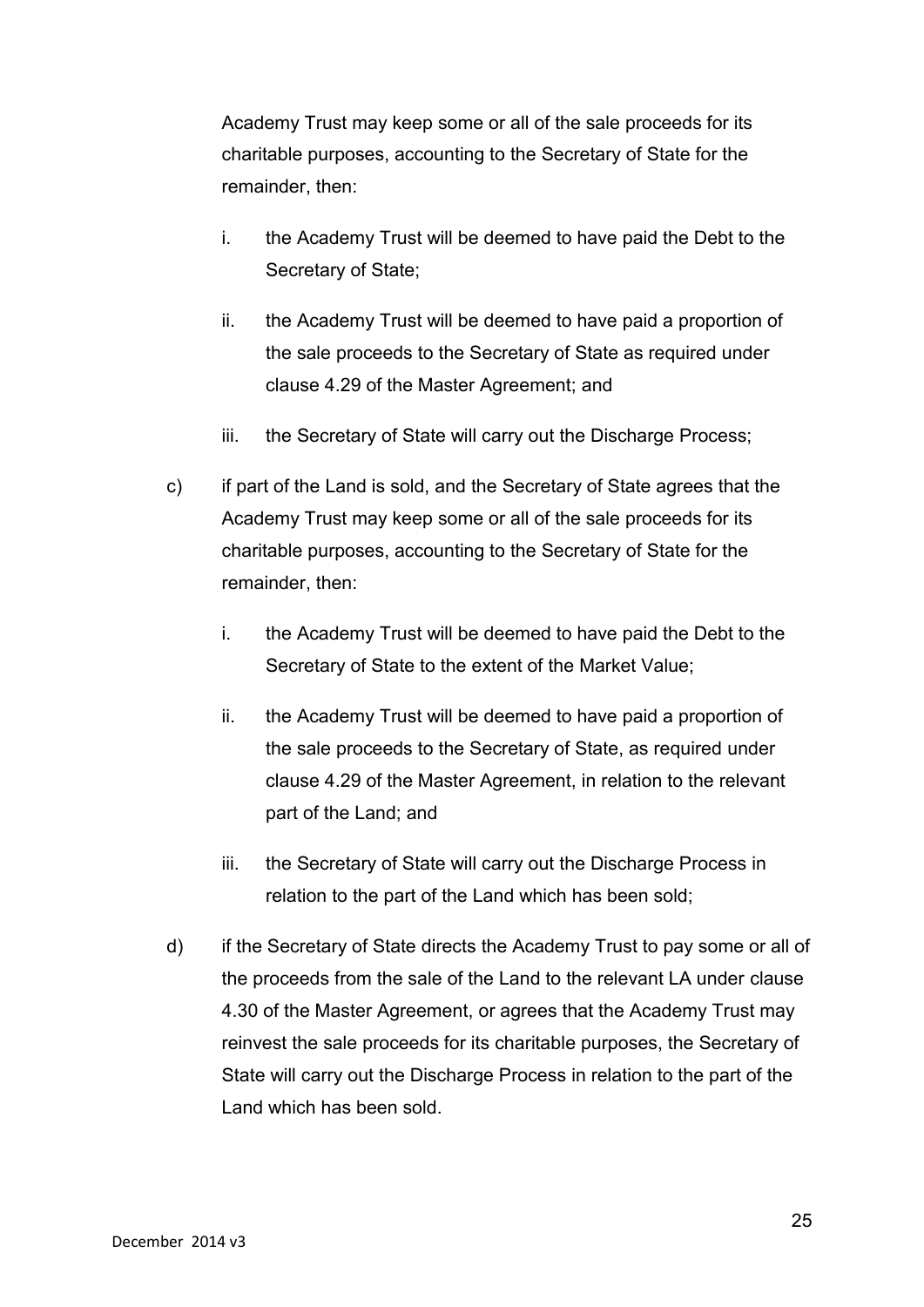Academy Trust may keep some or all of the sale proceeds for its charitable purposes, accounting to the Secretary of State for the remainder, then:

   i. the Academy Trust will be deemed to have paid the Debt to the Secretary of State;

   ii. the Academy Trust will be deemed to have paid a proportion of the sale proceeds to the Secretary of State as required under clause 4.29 of the Master Agreement; and

   iii. the Secretary of State will carry out the Discharge Process;

c) if part of the Land is sold, and the Secretary of State agrees that the Academy Trust may keep some or all of the sale proceeds for its charitable purposes, accounting to the Secretary of State for the remainder, then:

   i. the Academy Trust will be deemed to have paid the Debt to the Secretary of State to the extent of the Market Value;

   ii. the Academy Trust will be deemed to have paid a proportion of the sale proceeds to the Secretary of State, as required under clause 4.29 of the Master Agreement, in relation to the relevant part of the Land; and

   iii. the Secretary of State will carry out the Discharge Process in relation to the part of the Land which has been sold;

d) if the Secretary of State directs the Academy Trust to pay some or all of the proceeds from the sale of the Land to the relevant LA under clause 4.30 of the Master Agreement, or agrees that the Academy Trust may reinvest the sale proceeds for its charitable purposes, the Secretary of State will carry out the Discharge Process in relation to the part of the Land which has been sold.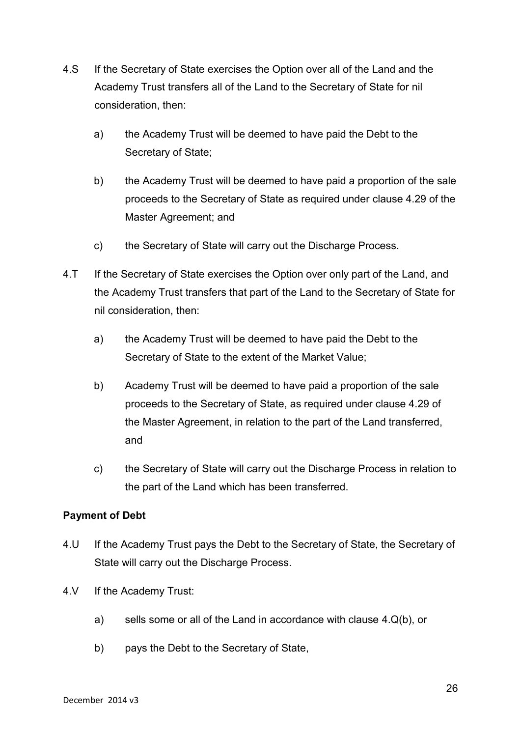4.S If the Secretary of State exercises the Option over all of the Land and the Academy Trust transfers all of the Land to the Secretary of State for nil consideration, then:

a) the Academy Trust will be deemed to have paid the Debt to the Secretary of State;

b) the Academy Trust will be deemed to have paid a proportion of the sale proceeds to the Secretary of State as required under clause 4.29 of the Master Agreement; and

c) the Secretary of State will carry out the Discharge Process.

4.T If the Secretary of State exercises the Option over only part of the Land, and the Academy Trust transfers that part of the Land to the Secretary of State for nil consideration, then:

a) the Academy Trust will be deemed to have paid the Debt to the Secretary of State to the extent of the Market Value;

b) Academy Trust will be deemed to have paid a proportion of the sale proceeds to the Secretary of State, as required under clause 4.29 of the Master Agreement, in relation to the part of the Land transferred, and

c) the Secretary of State will carry out the Discharge Process in relation to the part of the Land which has been transferred.

**Payment of Debt**

4.U If the Academy Trust pays the Debt to the Secretary of State, the Secretary of State will carry out the Discharge Process.

4.V If the Academy Trust:

a) sells some or all of the Land in accordance with clause 4.Q(b), or

b) pays the Debt to the Secretary of State,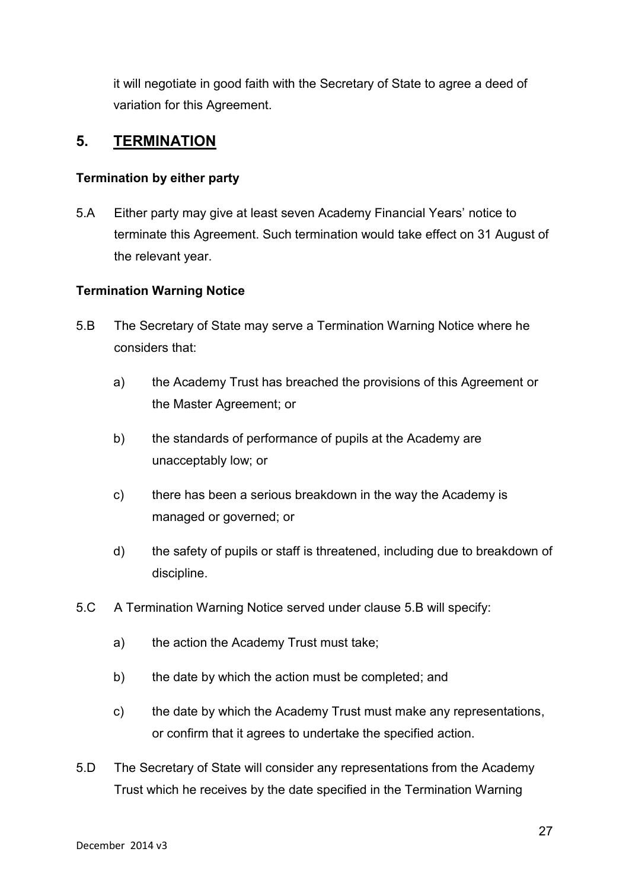it will negotiate in good faith with the Secretary of State to agree a deed of variation for this Agreement.

## 5. TERMINATION

**Termination by either party**

5.A Either party may give at least seven Academy Financial Years' notice to terminate this Agreement. Such termination would take effect on 31 August of the relevant year.

**Termination Warning Notice**

5.B The Secretary of State may serve a Termination Warning Notice where he considers that:

a) the Academy Trust has breached the provisions of this Agreement or the Master Agreement; or

b) the standards of performance of pupils at the Academy are unacceptably low; or

c) there has been a serious breakdown in the way the Academy is managed or governed; or

d) the safety of pupils or staff is threatened, including due to breakdown of discipline.

5.C A Termination Warning Notice served under clause 5.B will specify:

a) the action the Academy Trust must take;

b) the date by which the action must be completed; and

c) the date by which the Academy Trust must make any representations, or confirm that it agrees to undertake the specified action.

5.D The Secretary of State will consider any representations from the Academy Trust which he receives by the date specified in the Termination Warning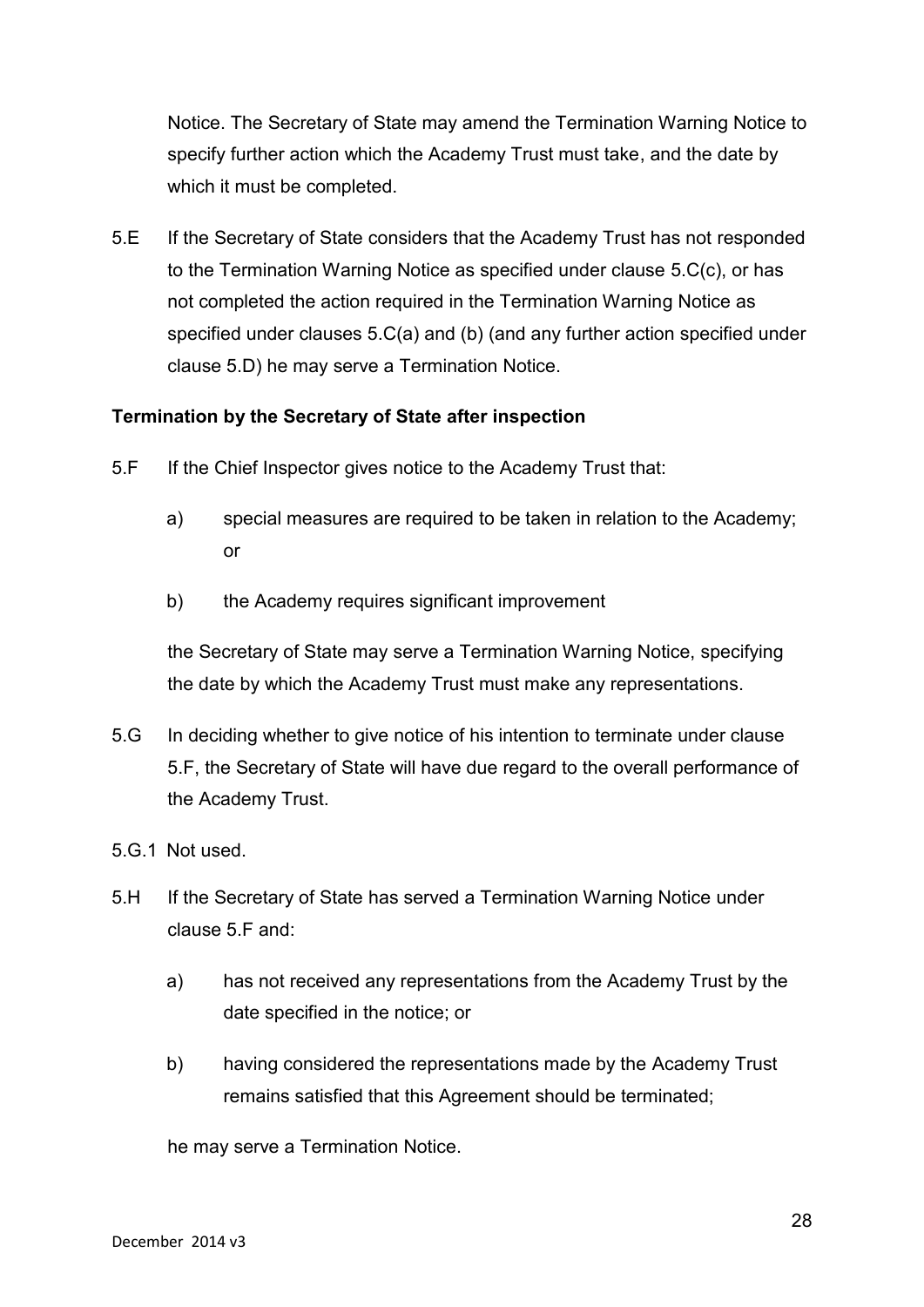Notice. The Secretary of State may amend the Termination Warning Notice to specify further action which the Academy Trust must take, and the date by which it must be completed.

5.E If the Secretary of State considers that the Academy Trust has not responded to the Termination Warning Notice as specified under clause 5.C(c), or has not completed the action required in the Termination Warning Notice as specified under clauses 5.C(a) and (b) (and any further action specified under clause 5.D) he may serve a Termination Notice.

**Termination by the Secretary of State after inspection**

5.F If the Chief Inspector gives notice to the Academy Trust that:

  a) special measures are required to be taken in relation to the Academy; or

  b) the Academy requires significant improvement

  the Secretary of State may serve a Termination Warning Notice, specifying the date by which the Academy Trust must make any representations.

5.G In deciding whether to give notice of his intention to terminate under clause 5.F, the Secretary of State will have due regard to the overall performance of the Academy Trust.

5.G.1 Not used.

5.H If the Secretary of State has served a Termination Warning Notice under clause 5.F and:

  a) has not received any representations from the Academy Trust by the date specified in the notice; or

  b) having considered the representations made by the Academy Trust remains satisfied that this Agreement should be terminated;

  he may serve a Termination Notice.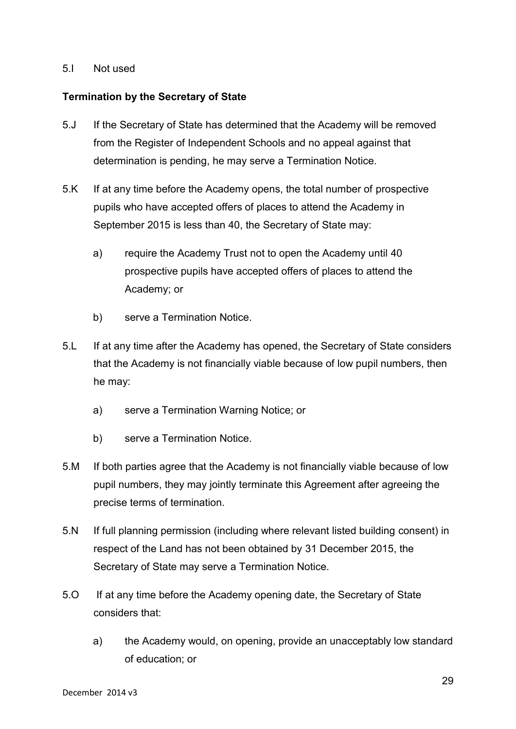5.I Not used

**Termination by the Secretary of State**

5.J If the Secretary of State has determined that the Academy will be removed from the Register of Independent Schools and no appeal against that determination is pending, he may serve a Termination Notice.

5.K If at any time before the Academy opens, the total number of prospective pupils who have accepted offers of places to attend the Academy in September 2015 is less than 40, the Secretary of State may:

a) require the Academy Trust not to open the Academy until 40 prospective pupils have accepted offers of places to attend the Academy; or

b) serve a Termination Notice.

5.L If at any time after the Academy has opened, the Secretary of State considers that the Academy is not financially viable because of low pupil numbers, then he may:

a) serve a Termination Warning Notice; or

b) serve a Termination Notice.

5.M If both parties agree that the Academy is not financially viable because of low pupil numbers, they may jointly terminate this Agreement after agreeing the precise terms of termination.

5.N If full planning permission (including where relevant listed building consent) in respect of the Land has not been obtained by 31 December 2015, the Secretary of State may serve a Termination Notice.

5.O If at any time before the Academy opening date, the Secretary of State considers that:

a) the Academy would, on opening, provide an unacceptably low standard of education; or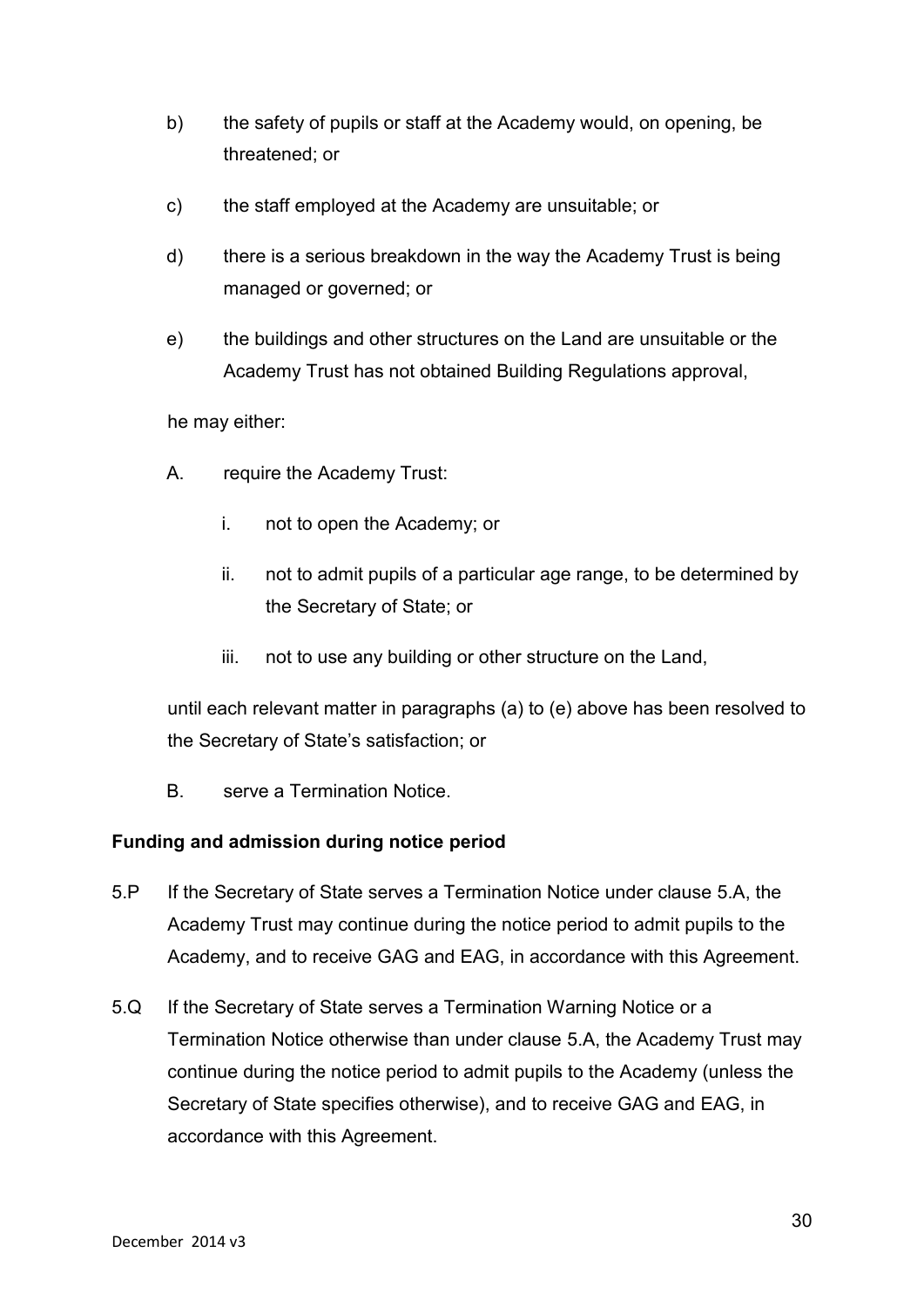b) the safety of pupils or staff at the Academy would, on opening, be threatened; or

c) the staff employed at the Academy are unsuitable; or

d) there is a serious breakdown in the way the Academy Trust is being managed or governed; or

e) the buildings and other structures on the Land are unsuitable or the Academy Trust has not obtained Building Regulations approval,

he may either:

A. require the Academy Trust:

   i. not to open the Academy; or

   ii. not to admit pupils of a particular age range, to be determined by the Secretary of State; or

   iii. not to use any building or other structure on the Land,

until each relevant matter in paragraphs (a) to (e) above has been resolved to the Secretary of State's satisfaction; or

B. serve a Termination Notice.

**Funding and admission during notice period**

5.P If the Secretary of State serves a Termination Notice under clause 5.A, the Academy Trust may continue during the notice period to admit pupils to the Academy, and to receive GAG and EAG, in accordance with this Agreement.

5.Q If the Secretary of State serves a Termination Warning Notice or a Termination Notice otherwise than under clause 5.A, the Academy Trust may continue during the notice period to admit pupils to the Academy (unless the Secretary of State specifies otherwise), and to receive GAG and EAG, in accordance with this Agreement.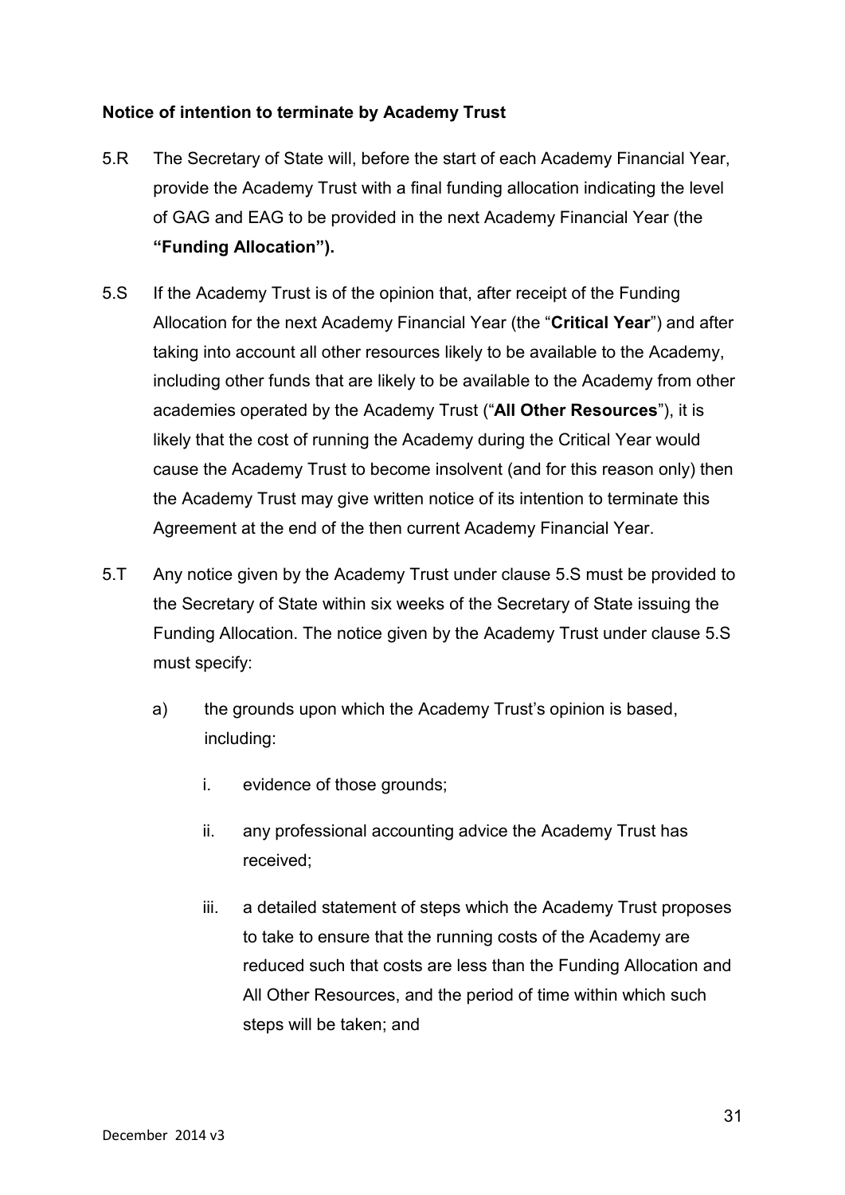**Notice of intention to terminate by Academy Trust**

5.R The Secretary of State will, before the start of each Academy Financial Year, provide the Academy Trust with a final funding allocation indicating the level of GAG and EAG to be provided in the next Academy Financial Year (the **"Funding Allocation").**

5.S If the Academy Trust is of the opinion that, after receipt of the Funding Allocation for the next Academy Financial Year (the "**Critical Year**") and after taking into account all other resources likely to be available to the Academy, including other funds that are likely to be available to the Academy from other academies operated by the Academy Trust ("**All Other Resources**"), it is likely that the cost of running the Academy during the Critical Year would cause the Academy Trust to become insolvent (and for this reason only) then the Academy Trust may give written notice of its intention to terminate this Agreement at the end of the then current Academy Financial Year.

5.T Any notice given by the Academy Trust under clause 5.S must be provided to the Secretary of State within six weeks of the Secretary of State issuing the Funding Allocation. The notice given by the Academy Trust under clause 5.S must specify:

a) the grounds upon which the Academy Trust's opinion is based, including:

i. evidence of those grounds;

ii. any professional accounting advice the Academy Trust has received;

iii. a detailed statement of steps which the Academy Trust proposes to take to ensure that the running costs of the Academy are reduced such that costs are less than the Funding Allocation and All Other Resources, and the period of time within which such steps will be taken; and

December 2014 v3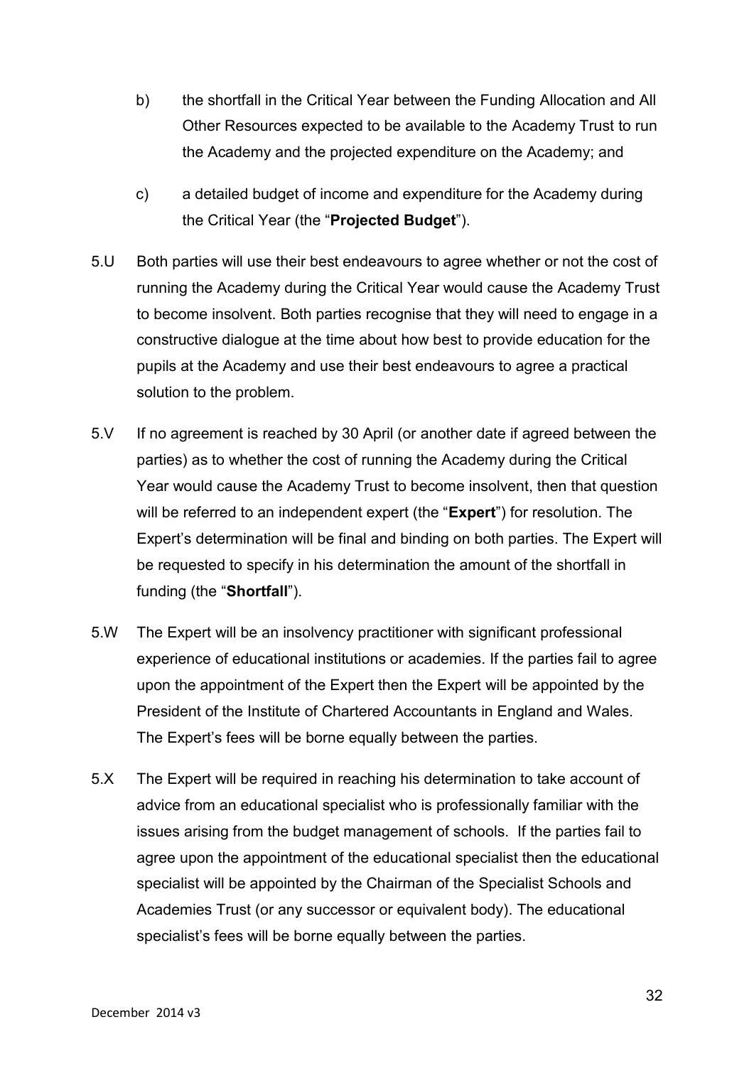b) the shortfall in the Critical Year between the Funding Allocation and All Other Resources expected to be available to the Academy Trust to run the Academy and the projected expenditure on the Academy; and

c) a detailed budget of income and expenditure for the Academy during the Critical Year (the "**Projected Budget**").

5.U Both parties will use their best endeavours to agree whether or not the cost of running the Academy during the Critical Year would cause the Academy Trust to become insolvent. Both parties recognise that they will need to engage in a constructive dialogue at the time about how best to provide education for the pupils at the Academy and use their best endeavours to agree a practical solution to the problem.

5.V If no agreement is reached by 30 April (or another date if agreed between the parties) as to whether the cost of running the Academy during the Critical Year would cause the Academy Trust to become insolvent, then that question will be referred to an independent expert (the "**Expert**") for resolution. The Expert's determination will be final and binding on both parties. The Expert will be requested to specify in his determination the amount of the shortfall in funding (the "**Shortfall**").

5.W The Expert will be an insolvency practitioner with significant professional experience of educational institutions or academies. If the parties fail to agree upon the appointment of the Expert then the Expert will be appointed by the President of the Institute of Chartered Accountants in England and Wales. The Expert's fees will be borne equally between the parties.

5.X The Expert will be required in reaching his determination to take account of advice from an educational specialist who is professionally familiar with the issues arising from the budget management of schools. If the parties fail to agree upon the appointment of the educational specialist then the educational specialist will be appointed by the Chairman of the Specialist Schools and Academies Trust (or any successor or equivalent body). The educational specialist's fees will be borne equally between the parties.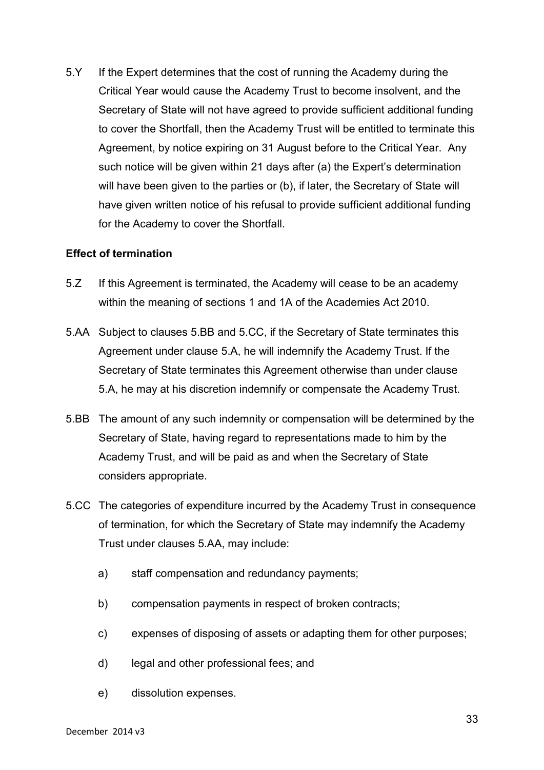5.Y If the Expert determines that the cost of running the Academy during the Critical Year would cause the Academy Trust to become insolvent, and the Secretary of State will not have agreed to provide sufficient additional funding to cover the Shortfall, then the Academy Trust will be entitled to terminate this Agreement, by notice expiring on 31 August before to the Critical Year. Any such notice will be given within 21 days after (a) the Expert's determination will have been given to the parties or (b), if later, the Secretary of State will have given written notice of his refusal to provide sufficient additional funding for the Academy to cover the Shortfall.

**Effect of termination**

5.Z If this Agreement is terminated, the Academy will cease to be an academy within the meaning of sections 1 and 1A of the Academies Act 2010.

5.AA Subject to clauses 5.BB and 5.CC, if the Secretary of State terminates this Agreement under clause 5.A, he will indemnify the Academy Trust. If the Secretary of State terminates this Agreement otherwise than under clause 5.A, he may at his discretion indemnify or compensate the Academy Trust.

5.BB The amount of any such indemnity or compensation will be determined by the Secretary of State, having regard to representations made to him by the Academy Trust, and will be paid as and when the Secretary of State considers appropriate.

5.CC The categories of expenditure incurred by the Academy Trust in consequence of termination, for which the Secretary of State may indemnify the Academy Trust under clauses 5.AA, may include:

a) staff compensation and redundancy payments;

b) compensation payments in respect of broken contracts;

c) expenses of disposing of assets or adapting them for other purposes;

d) legal and other professional fees; and

e) dissolution expenses.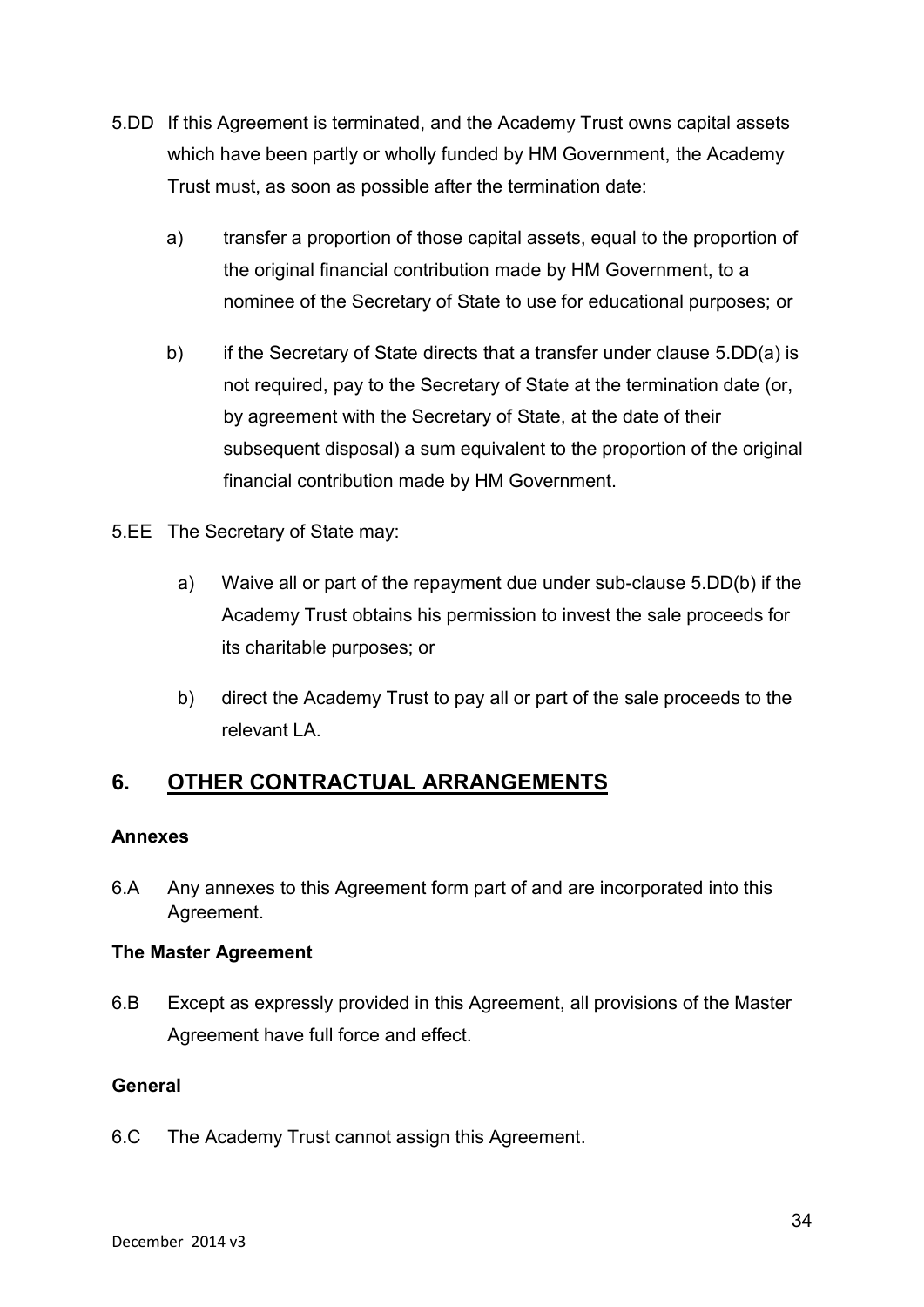5.DD If this Agreement is terminated, and the Academy Trust owns capital assets which have been partly or wholly funded by HM Government, the Academy Trust must, as soon as possible after the termination date:

a) transfer a proportion of those capital assets, equal to the proportion of the original financial contribution made by HM Government, to a nominee of the Secretary of State to use for educational purposes; or

b) if the Secretary of State directs that a transfer under clause 5.DD(a) is not required, pay to the Secretary of State at the termination date (or, by agreement with the Secretary of State, at the date of their subsequent disposal) a sum equivalent to the proportion of the original financial contribution made by HM Government.

5.EE The Secretary of State may:

a) Waive all or part of the repayment due under sub-clause 5.DD(b) if the Academy Trust obtains his permission to invest the sale proceeds for its charitable purposes; or

b) direct the Academy Trust to pay all or part of the sale proceeds to the relevant LA.

## 6. OTHER CONTRACTUAL ARRANGEMENTS

**Annexes**

6.A Any annexes to this Agreement form part of and are incorporated into this Agreement.

**The Master Agreement**

6.B Except as expressly provided in this Agreement, all provisions of the Master Agreement have full force and effect.

**General**

6.C The Academy Trust cannot assign this Agreement.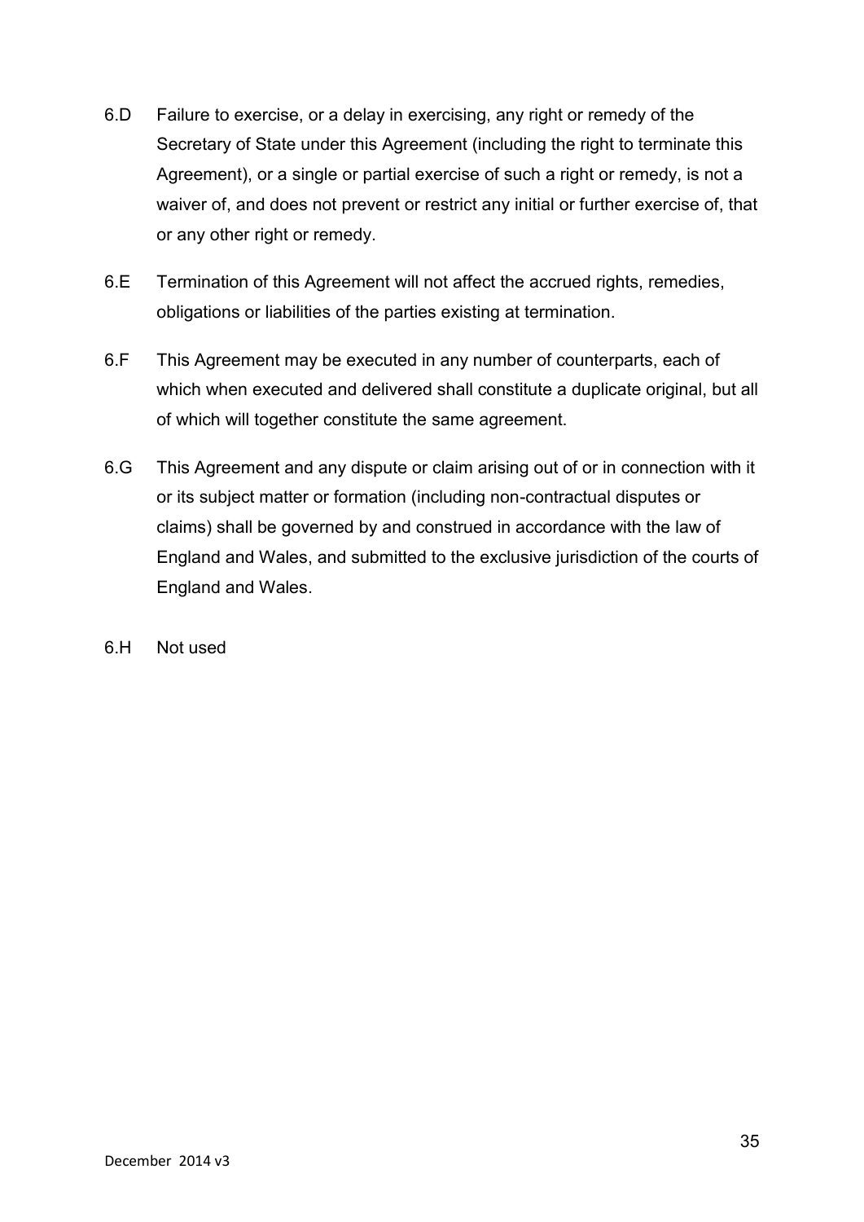6.D Failure to exercise, or a delay in exercising, any right or remedy of the Secretary of State under this Agreement (including the right to terminate this Agreement), or a single or partial exercise of such a right or remedy, is not a waiver of, and does not prevent or restrict any initial or further exercise of, that or any other right or remedy.

6.E Termination of this Agreement will not affect the accrued rights, remedies, obligations or liabilities of the parties existing at termination.

6.F This Agreement may be executed in any number of counterparts, each of which when executed and delivered shall constitute a duplicate original, but all of which will together constitute the same agreement.

6.G This Agreement and any dispute or claim arising out of or in connection with it or its subject matter or formation (including non-contractual disputes or claims) shall be governed by and construed in accordance with the law of England and Wales, and submitted to the exclusive jurisdiction of the courts of England and Wales.

6.H Not used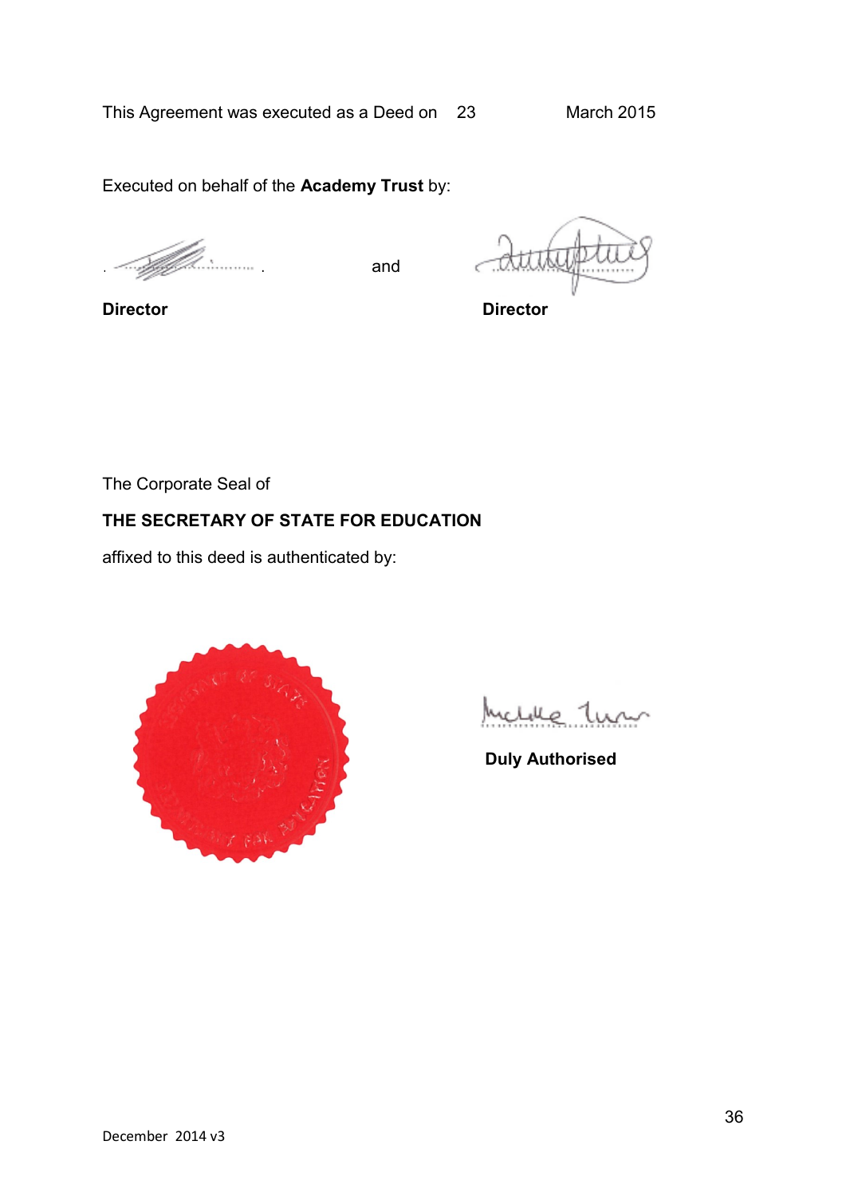This Agreement was executed as a Deed on 23 March 2015

Executed on behalf of the **Academy Trust** by:

................................ and ................................

**Director** **Director**

The Corporate Seal of

**THE SECRETARY OF STATE FOR EDUCATION**

affixed to this deed is authenticated by:

................................

**Duly Authorised**

December 2014 v3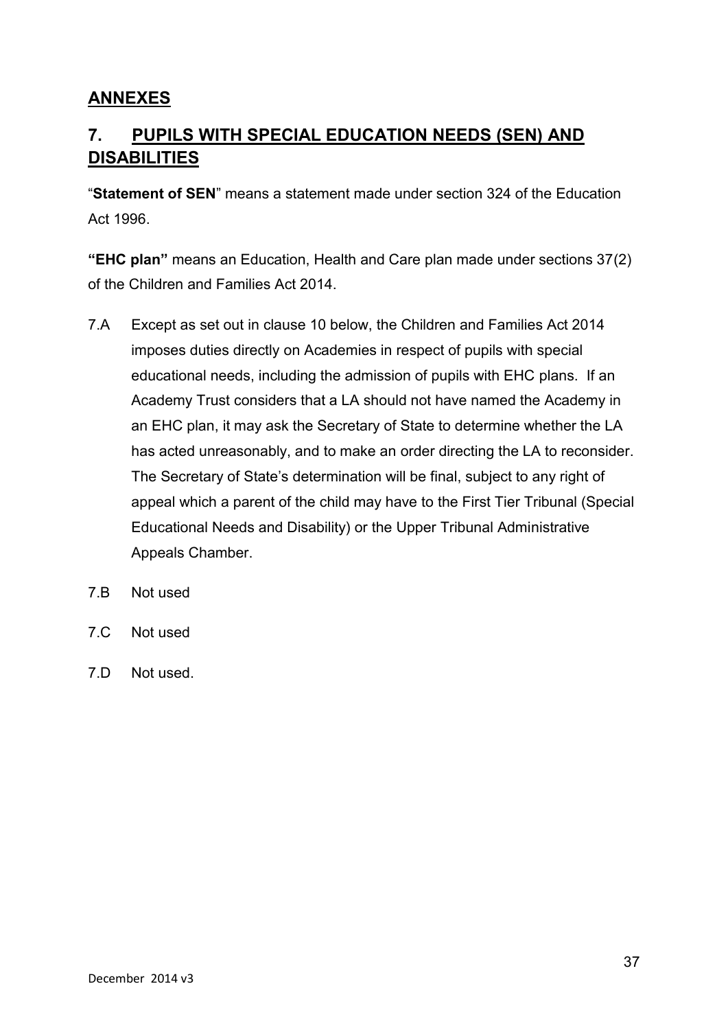## ANNEXES

## 7. PUPILS WITH SPECIAL EDUCATION NEEDS (SEN) AND DISABILITIES

"**Statement of SEN**" means a statement made under section 324 of the Education Act 1996.

**"EHC plan"** means an Education, Health and Care plan made under sections 37(2) of the Children and Families Act 2014.

7.A Except as set out in clause 10 below, the Children and Families Act 2014 imposes duties directly on Academies in respect of pupils with special educational needs, including the admission of pupils with EHC plans. If an Academy Trust considers that a LA should not have named the Academy in an EHC plan, it may ask the Secretary of State to determine whether the LA has acted unreasonably, and to make an order directing the LA to reconsider. The Secretary of State's determination will be final, subject to any right of appeal which a parent of the child may have to the First Tier Tribunal (Special Educational Needs and Disability) or the Upper Tribunal Administrative Appeals Chamber.

7.B Not used

7.C Not used

7.D Not used.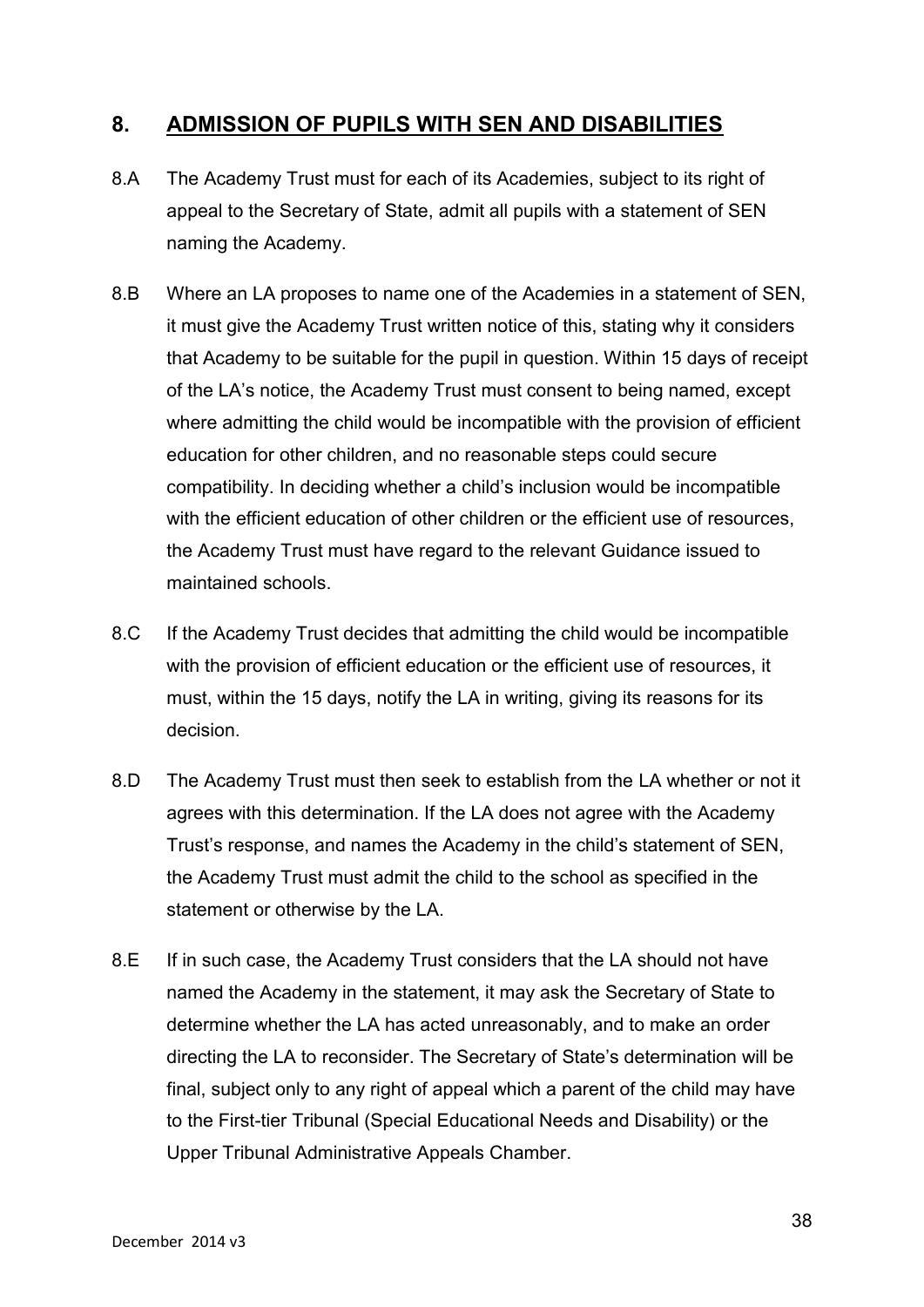## 8. ADMISSION OF PUPILS WITH SEN AND DISABILITIES

8.A The Academy Trust must for each of its Academies, subject to its right of appeal to the Secretary of State, admit all pupils with a statement of SEN naming the Academy.

8.B Where an LA proposes to name one of the Academies in a statement of SEN, it must give the Academy Trust written notice of this, stating why it considers that Academy to be suitable for the pupil in question. Within 15 days of receipt of the LA's notice, the Academy Trust must consent to being named, except where admitting the child would be incompatible with the provision of efficient education for other children, and no reasonable steps could secure compatibility. In deciding whether a child's inclusion would be incompatible with the efficient education of other children or the efficient use of resources, the Academy Trust must have regard to the relevant Guidance issued to maintained schools.

8.C If the Academy Trust decides that admitting the child would be incompatible with the provision of efficient education or the efficient use of resources, it must, within the 15 days, notify the LA in writing, giving its reasons for its decision.

8.D The Academy Trust must then seek to establish from the LA whether or not it agrees with this determination. If the LA does not agree with the Academy Trust's response, and names the Academy in the child's statement of SEN, the Academy Trust must admit the child to the school as specified in the statement or otherwise by the LA.

8.E If in such case, the Academy Trust considers that the LA should not have named the Academy in the statement, it may ask the Secretary of State to determine whether the LA has acted unreasonably, and to make an order directing the LA to reconsider. The Secretary of State's determination will be final, subject only to any right of appeal which a parent of the child may have to the First-tier Tribunal (Special Educational Needs and Disability) or the Upper Tribunal Administrative Appeals Chamber.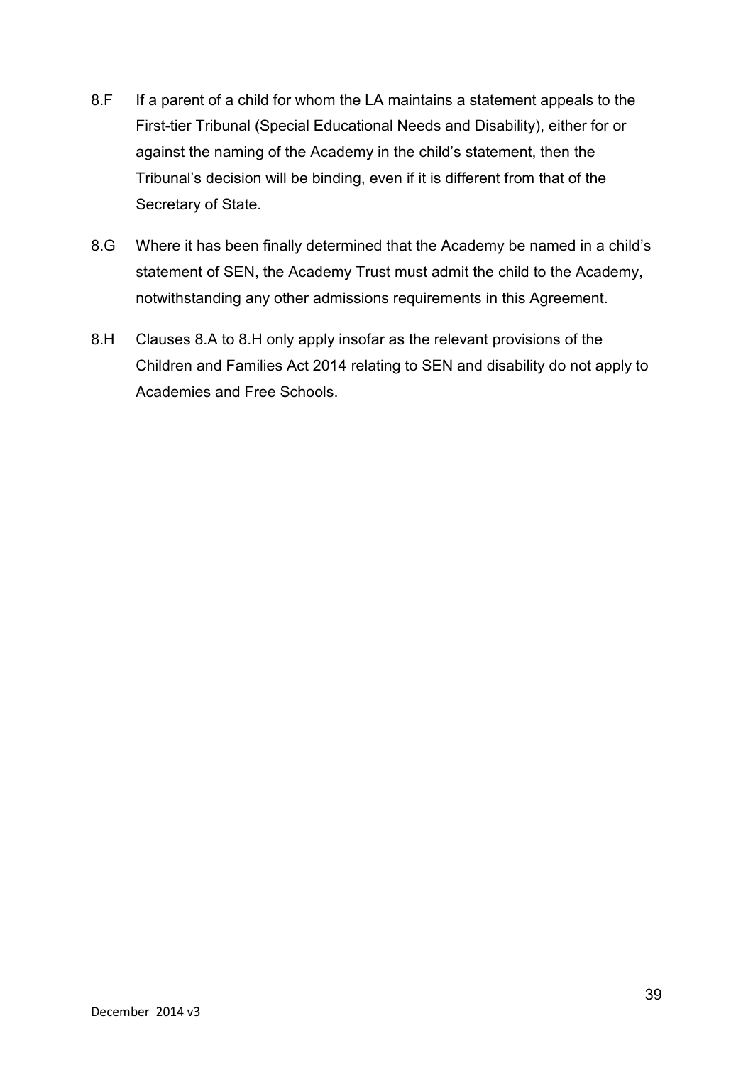8.F If a parent of a child for whom the LA maintains a statement appeals to the First-tier Tribunal (Special Educational Needs and Disability), either for or against the naming of the Academy in the child's statement, then the Tribunal's decision will be binding, even if it is different from that of the Secretary of State.

8.G Where it has been finally determined that the Academy be named in a child's statement of SEN, the Academy Trust must admit the child to the Academy, notwithstanding any other admissions requirements in this Agreement.

8.H Clauses 8.A to 8.H only apply insofar as the relevant provisions of the Children and Families Act 2014 relating to SEN and disability do not apply to Academies and Free Schools.